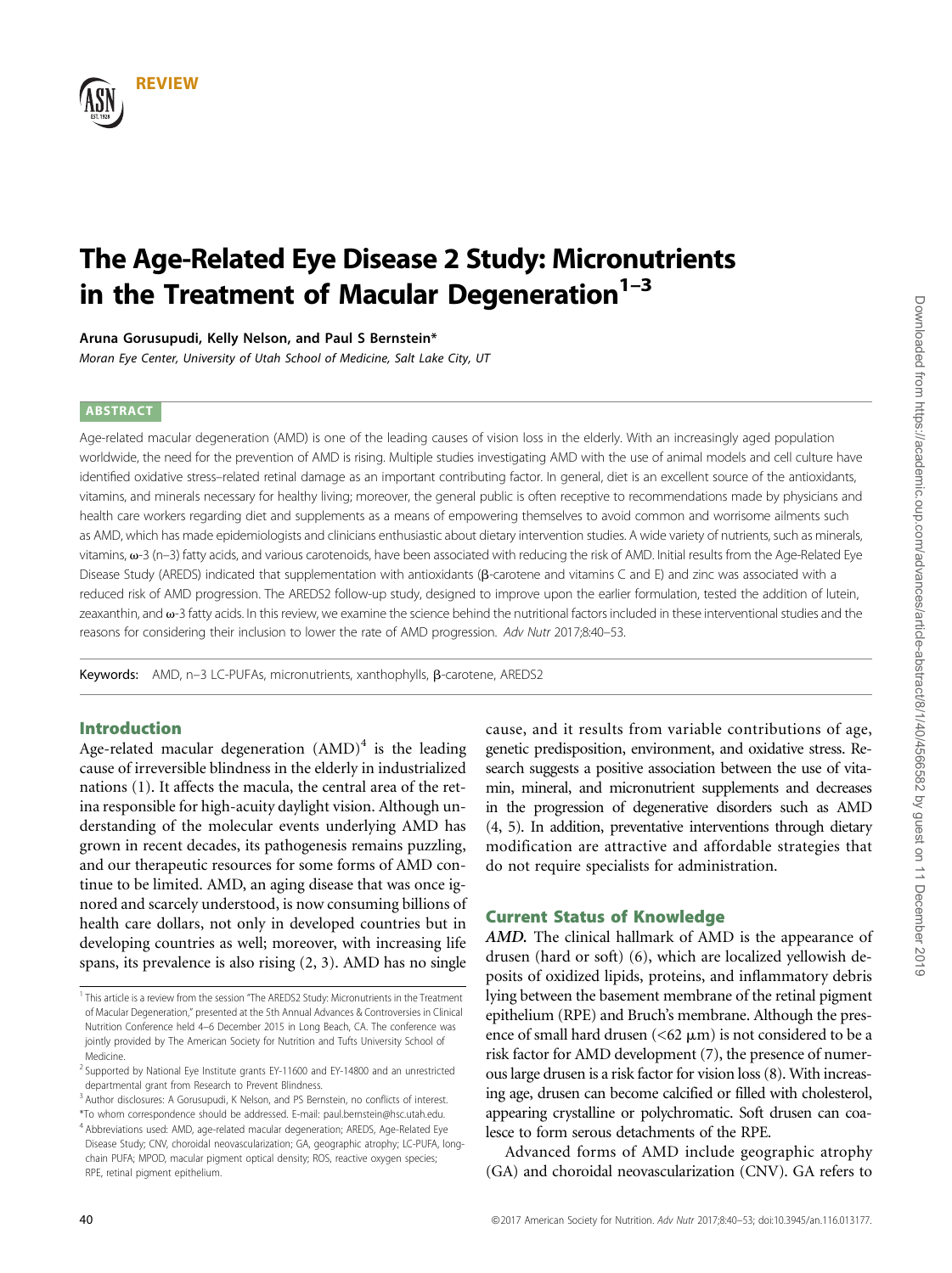REVIEW

# The Age-Related Eye Disease 2 Study: Micronutrients in the Treatment of Macular Degeneration[1–3]

**Aruna Gorusupudi, Kelly Nelson, and Paul S Bernstein***

*Moran Eye Center, University of Utah School of Medicine, Salt Lake City, UT*

## ABSTRACT

Age-related macular degeneration (AMD) is one of the leading causes of vision loss in the elderly. With an increasingly aged population worldwide, the need for the prevention of AMD is rising. Multiple studies investigating AMD with the use of animal models and cell culture have identified oxidative stress–related retinal damage as an important contributing factor. In general, diet is an excellent source of the antioxidants, vitamins, and minerals necessary for healthy living; moreover, the general public is often receptive to recommendations made by physicians and health care workers regarding diet and supplements as a means of empowering themselves to avoid common and worrisome ailments such as AMD, which has made epidemiologists and clinicians enthusiastic about dietary intervention studies. A wide variety of nutrients, such as minerals, vitamins, ω-3 (n–3) fatty acids, and various carotenoids, have been associated with reducing the risk of AMD. Initial results from the Age-Related Eye Disease Study (AREDS) indicated that supplementation with antioxidants (β-carotene and vitamins C and E) and zinc was associated with a reduced risk of AMD progression. The AREDS2 follow-up study, designed to improve upon the earlier formulation, tested the addition of lutein, zeaxanthin, and ω-3 fatty acids. In this review, we examine the science behind the nutritional factors included in these interventional studies and the reasons for considering their inclusion to lower the rate of AMD progression. *Adv Nutr* 2017;8:40–53.

**Keywords:** AMD, n–3 LC-PUFAs, micronutrients, xanthophylls, β-carotene, AREDS2

## Introduction

Age-related macular degeneration (AMD)[4] is the leading cause of irreversible blindness in the elderly in industrialized nations (1). It affects the macula, the central area of the retina responsible for high-acuity daylight vision. Although understanding of the molecular events underlying AMD has grown in recent decades, its pathogenesis remains puzzling, and our therapeutic resources for some forms of AMD continue to be limited. AMD, an aging disease that was once ignored and scarcely understood, is now consuming billions of health care dollars, not only in developed countries but in developing countries as well; moreover, with increasing life spans, its prevalence is also rising (2, 3). AMD has no single cause, and it results from variable contributions of age, genetic predisposition, environment, and oxidative stress. Research suggests a positive association between the use of vitamin, mineral, and micronutrient supplements and decreases in the progression of degenerative disorders such as AMD (4, 5). In addition, preventative interventions through dietary modification are attractive and affordable strategies that do not require specialists for administration.

## Current Status of Knowledge

***AMD.*** The clinical hallmark of AMD is the appearance of drusen (hard or soft) (6), which are localized yellowish deposits of oxidized lipids, proteins, and inflammatory debris lying between the basement membrane of the retinal pigment epithelium (RPE) and Bruch's membrane. Although the presence of small hard drusen (<62 μm) is not considered to be a risk factor for AMD development (7), the presence of numerous large drusen is a risk factor for vision loss (8). With increasing age, drusen can become calcified or filled with cholesterol, appearing crystalline or polychromatic. Soft drusen can coalesce to form serous detachments of the RPE.

Advanced forms of AMD include geographic atrophy (GA) and choroidal neovascularization (CNV). GA refers to

---

[1] This article is a review from the session "The AREDS2 Study: Micronutrients in the Treatment of Macular Degeneration," presented at the 5th Annual Advances & Controversies in Clinical Nutrition Conference held 4–6 December 2015 in Long Beach, CA. The conference was jointly provided by The American Society for Nutrition and Tufts University School of Medicine.

[2] Supported by National Eye Institute grants EY-11600 and EY-14800 and an unrestricted departmental grant from Research to Prevent Blindness.

[3] Author disclosures: A Gorusupudi, K Nelson, and PS Bernstein, no conflicts of interest.

*To whom correspondence should be addressed. E-mail: paul.bernstein@hsc.utah.edu.

[4] Abbreviations used: AMD, age-related macular degeneration; AREDS, Age-Related Eye Disease Study; CNV, choroidal neovascularization; GA, geographic atrophy; LC-PUFA, long-chain PUFA; MPOD, macular pigment optical density; ROS, reactive oxygen species; RPE, retinal pigment epithelium.

©2017 American Society for Nutrition. Adv Nutr 2017;8:40–53; doi:10.3945/an.116.013177.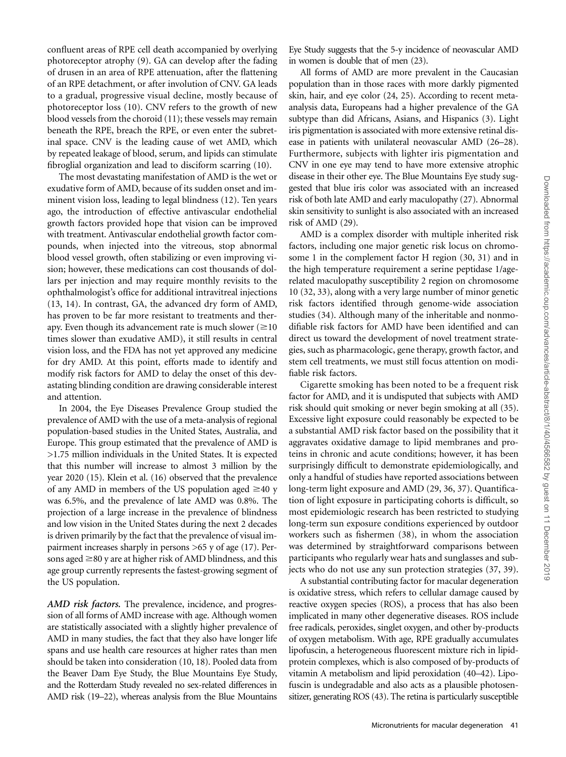confluent areas of RPE cell death accompanied by overlying photoreceptor atrophy (9). GA can develop after the fading of drusen in an area of RPE attenuation, after the flattening of an RPE detachment, or after involution of CNV. GA leads to a gradual, progressive visual decline, mostly because of photoreceptor loss (10). CNV refers to the growth of new blood vessels from the choroid (11); these vessels may remain beneath the RPE, breach the RPE, or even enter the subretinal space. CNV is the leading cause of wet AMD, which by repeated leakage of blood, serum, and lipids can stimulate fibroglial organization and lead to disciform scarring (10).

The most devastating manifestation of AMD is the wet or exudative form of AMD, because of its sudden onset and imminent vision loss, leading to legal blindness (12). Ten years ago, the introduction of effective antivascular endothelial growth factors provided hope that vision can be improved with treatment. Antivascular endothelial growth factor compounds, when injected into the vitreous, stop abnormal blood vessel growth, often stabilizing or even improving vision; however, these medications can cost thousands of dollars per injection and may require monthly revisits to the ophthalmologist's office for additional intravitreal injections (13, 14). In contrast, GA, the advanced dry form of AMD, has proven to be far more resistant to treatments and therapy. Even though its advancement rate is much slower ($\geq$10 times slower than exudative AMD), it still results in central vision loss, and the FDA has not yet approved any medicine for dry AMD. At this point, efforts made to identify and modify risk factors for AMD to delay the onset of this devastating blinding condition are drawing considerable interest and attention.

In 2004, the Eye Diseases Prevalence Group studied the prevalence of AMD with the use of a meta-analysis of regional population-based studies in the United States, Australia, and Europe. This group estimated that the prevalence of AMD is >1.75 million individuals in the United States. It is expected that this number will increase to almost 3 million by the year 2020 (15). Klein et al. (16) observed that the prevalence of any AMD in members of the US population aged $\geq$40 y was 6.5%, and the prevalence of late AMD was 0.8%. The projection of a large increase in the prevalence of blindness and low vision in the United States during the next 2 decades is driven primarily by the fact that the prevalence of visual impairment increases sharply in persons >65 y of age (17). Persons aged $\geq$80 y are at higher risk of AMD blindness, and this age group currently represents the fastest-growing segment of the US population.

***AMD risk factors.*** The prevalence, incidence, and progression of all forms of AMD increase with age. Although women are statistically associated with a slightly higher prevalence of AMD in many studies, the fact that they also have longer life spans and use health care resources at higher rates than men should be taken into consideration (10, 18). Pooled data from the Beaver Dam Eye Study, the Blue Mountains Eye Study, and the Rotterdam Study revealed no sex-related differences in AMD risk (19–22), whereas analysis from the Blue Mountains Eye Study suggests that the 5-y incidence of neovascular AMD in women is double that of men (23).

All forms of AMD are more prevalent in the Caucasian population than in those races with more darkly pigmented skin, hair, and eye color (24, 25). According to recent meta-analysis data, Europeans had a higher prevalence of the GA subtype than did Africans, Asians, and Hispanics (3). Light iris pigmentation is associated with more extensive retinal disease in patients with unilateral neovascular AMD (26–28). Furthermore, subjects with lighter iris pigmentation and CNV in one eye may tend to have more extensive atrophic disease in their other eye. The Blue Mountains Eye study suggested that blue iris color was associated with an increased risk of both late AMD and early maculopathy (27). Abnormal skin sensitivity to sunlight is also associated with an increased risk of AMD (29).

AMD is a complex disorder with multiple inherited risk factors, including one major genetic risk locus on chromosome 1 in the complement factor H region (30, 31) and in the high temperature requirement a serine peptidase 1/age-related maculopathy susceptibility 2 region on chromosome 10 (32, 33), along with a very large number of minor genetic risk factors identified through genome-wide association studies (34). Although many of the inheritable and nonmodifiable risk factors for AMD have been identified and can direct us toward the development of novel treatment strategies, such as pharmacologic, gene therapy, growth factor, and stem cell treatments, we must still focus attention on modifiable risk factors.

Cigarette smoking has been noted to be a frequent risk factor for AMD, and it is undisputed that subjects with AMD risk should quit smoking or never begin smoking at all (35). Excessive light exposure could reasonably be expected to be a substantial AMD risk factor based on the possibility that it aggravates oxidative damage to lipid membranes and proteins in chronic and acute conditions; however, it has been surprisingly difficult to demonstrate epidemiologically, and only a handful of studies have reported associations between long-term light exposure and AMD (29, 36, 37). Quantification of light exposure in participating cohorts is difficult, so most epidemiologic research has been restricted to studying long-term sun exposure conditions experienced by outdoor workers such as fishermen (38), in whom the association was determined by straightforward comparisons between participants who regularly wear hats and sunglasses and subjects who do not use any sun protection strategies (37, 39).

A substantial contributing factor for macular degeneration is oxidative stress, which refers to cellular damage caused by reactive oxygen species (ROS), a process that has also been implicated in many other degenerative diseases. ROS include free radicals, peroxides, singlet oxygen, and other by-products of oxygen metabolism. With age, RPE gradually accumulates lipofuscin, a heterogeneous fluorescent mixture rich in lipid-protein complexes, which is also composed of by-products of vitamin A metabolism and lipid peroxidation (40–42). Lipofuscin is undegradable and also acts as a plausible photosensitizer, generating ROS (43). The retina is particularly susceptible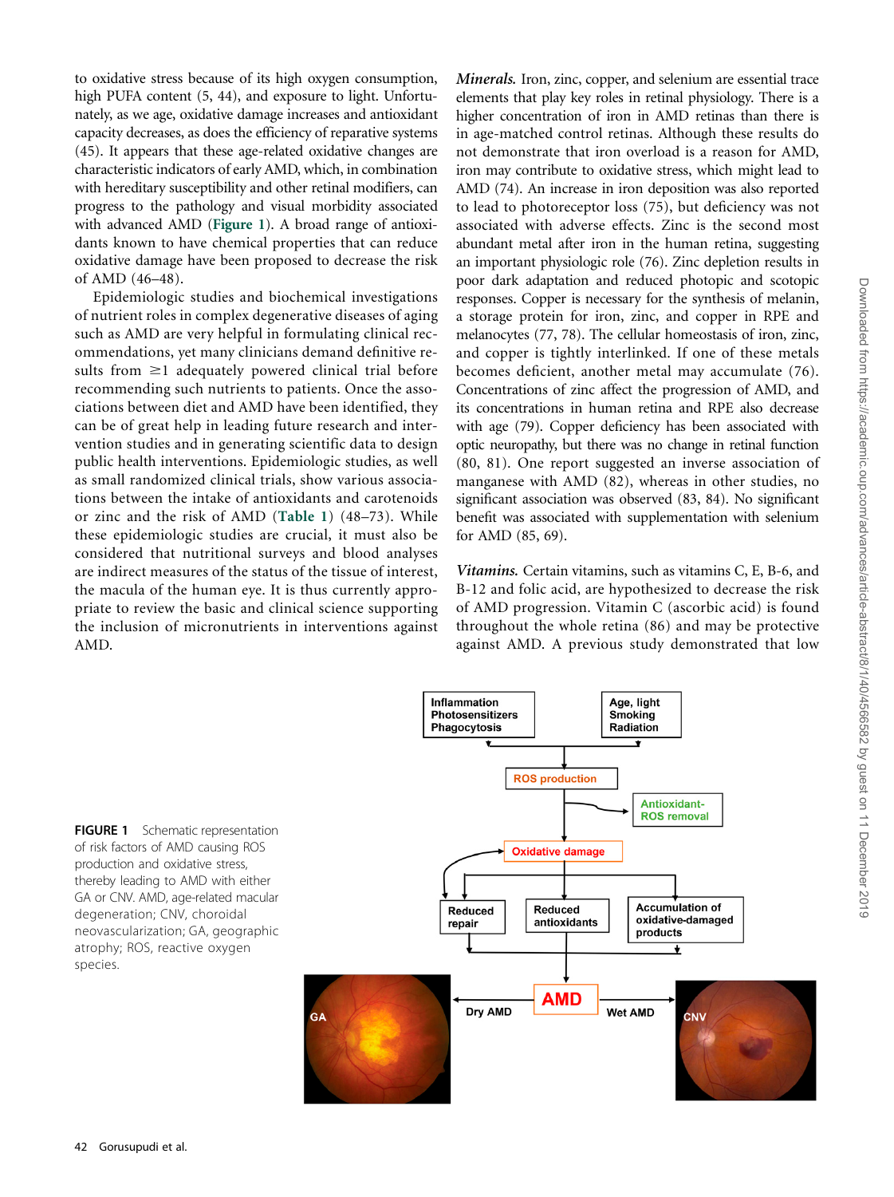to oxidative stress because of its high oxygen consumption, high PUFA content (5, 44), and exposure to light. Unfortunately, as we age, oxidative damage increases and antioxidant capacity decreases, as does the efficiency of reparative systems (45). It appears that these age-related oxidative changes are characteristic indicators of early AMD, which, in combination with hereditary susceptibility and other retinal modifiers, can progress to the pathology and visual morbidity associated with advanced AMD (Figure 1). A broad range of antioxidants known to have chemical properties that can reduce oxidative damage have been proposed to decrease the risk of AMD (46–48).

Epidemiologic studies and biochemical investigations of nutrient roles in complex degenerative diseases of aging such as AMD are very helpful in formulating clinical recommendations, yet many clinicians demand definitive results from ≥1 adequately powered clinical trial before recommending such nutrients to patients. Once the associations between diet and AMD have been identified, they can be of great help in leading future research and intervention studies and in generating scientific data to design public health interventions. Epidemiologic studies, as well as small randomized clinical trials, show various associations between the intake of antioxidants and carotenoids or zinc and the risk of AMD (Table 1) (48–73). While these epidemiologic studies are crucial, it must also be considered that nutritional surveys and blood analyses are indirect measures of the status of the tissue of interest, the macula of the human eye. It is thus currently appropriate to review the basic and clinical science supporting the inclusion of micronutrients in interventions against AMD.

*Minerals.* Iron, zinc, copper, and selenium are essential trace elements that play key roles in retinal physiology. There is a higher concentration of iron in AMD retinas than there is in age-matched control retinas. Although these results do not demonstrate that iron overload is a reason for AMD, iron may contribute to oxidative stress, which might lead to AMD (74). An increase in iron deposition was also reported to lead to photoreceptor loss (75), but deficiency was not associated with adverse effects. Zinc is the second most abundant metal after iron in the human retina, suggesting an important physiologic role (76). Zinc depletion results in poor dark adaptation and reduced photopic and scotopic responses. Copper is necessary for the synthesis of melanin, a storage protein for iron, zinc, and copper in RPE and melanocytes (77, 78). The cellular homeostasis of iron, zinc, and copper is tightly interlinked. If one of these metals becomes deficient, another metal may accumulate (76). Concentrations of zinc affect the progression of AMD, and its concentrations in human retina and RPE also decrease with age (79). Copper deficiency has been associated with optic neuropathy, but there was no change in retinal function (80, 81). One report suggested an inverse association of manganese with AMD (82), whereas in other studies, no significant association was observed (83, 84). No significant benefit was associated with supplementation with selenium for AMD (85, 69).

*Vitamins.* Certain vitamins, such as vitamins C, E, B-6, and B-12 and folic acid, are hypothesized to decrease the risk of AMD progression. Vitamin C (ascorbic acid) is found throughout the whole retina (86) and may be protective against AMD. A previous study demonstrated that low

**FIGURE 1** Schematic representation of risk factors of AMD causing ROS production and oxidative stress, thereby leading to AMD with either GA or CNV. AMD, age-related macular degeneration; CNV, choroidal neovascularization; GA, geographic atrophy; ROS, reactive oxygen species.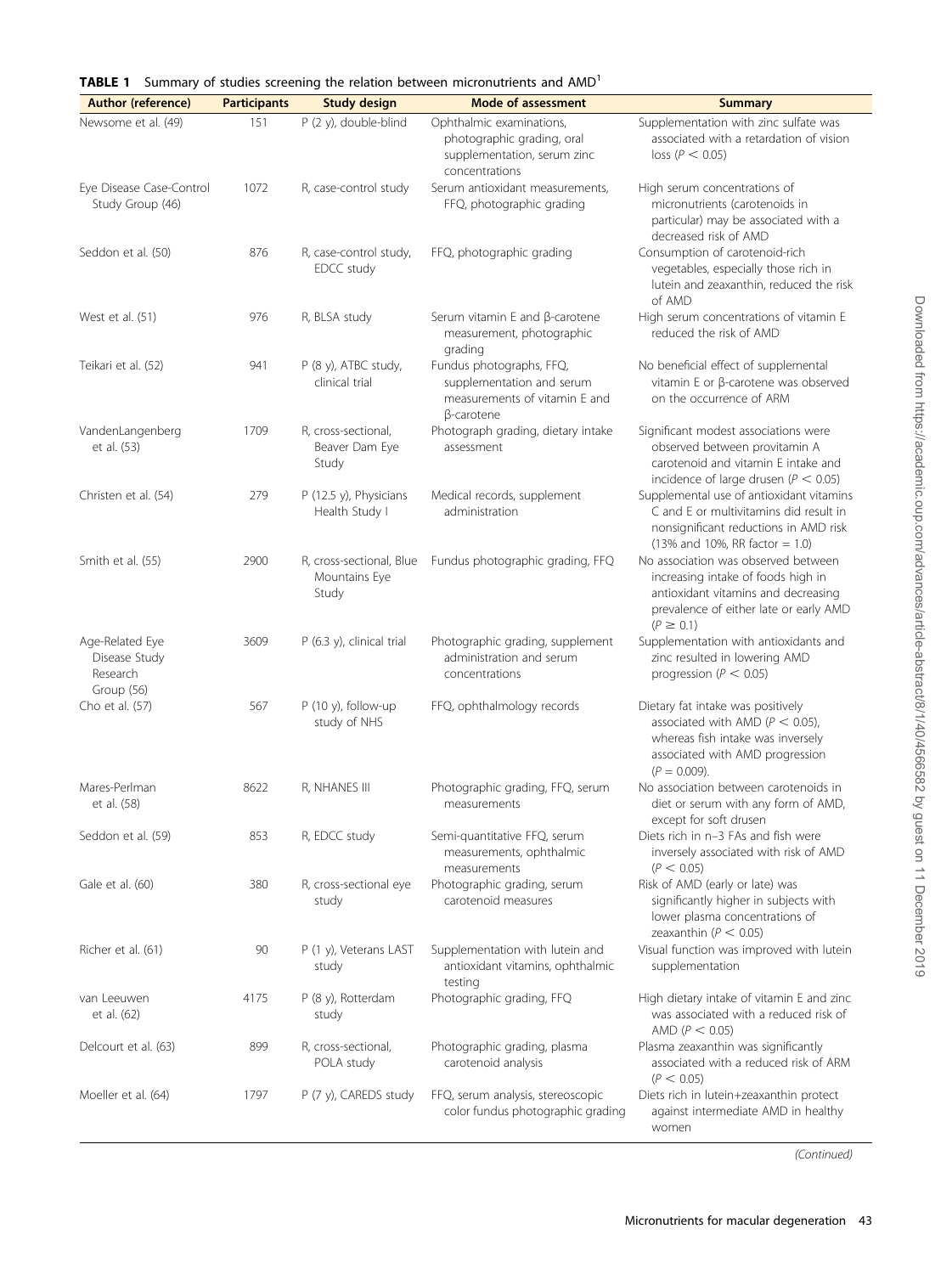**TABLE 1** Summary of studies screening the relation between micronutrients and AMD[1]

| Author (reference) | Participants | Study design | Mode of assessment | Summary |
|---|---|---|---|---|
| Newsome et al. (49) | 151 | P (2 y), double-blind | Ophthalmic examinations, photographic grading, oral supplementation, serum zinc concentrations | Supplementation with zinc sulfate was associated with a retardation of vision loss ($P < 0.05$) |
| Eye Disease Case-Control Study Group (46) | 1072 | R, case-control study | Serum antioxidant measurements, FFQ, photographic grading | High serum concentrations of micronutrients (carotenoids in particular) may be associated with a decreased risk of AMD |
| Seddon et al. (50) | 876 | R, case-control study, EDCC study | FFQ, photographic grading | Consumption of carotenoid-rich vegetables, especially those rich in lutein and zeaxanthin, reduced the risk of AMD |
| West et al. (51) | 976 | R, BLSA study | Serum vitamin E and β-carotene measurement, photographic grading | High serum concentrations of vitamin E reduced the risk of AMD |
| Teikari et al. (52) | 941 | P (8 y), ATBC study, clinical trial | Fundus photographs, FFQ, supplementation and serum measurements of vitamin E and β-carotene | No beneficial effect of supplemental vitamin E or β-carotene was observed on the occurrence of ARM |
| VandenLangenberg et al. (53) | 1709 | R, cross-sectional, Beaver Dam Eye Study | Photograph grading, dietary intake assessment | Significant modest associations were observed between provitamin A carotenoid and vitamin E intake and incidence of large drusen ($P < 0.05$) |
| Christen et al. (54) | 279 | P (12.5 y), Physicians Health Study I | Medical records, supplement administration | Supplemental use of antioxidant vitamins C and E or multivitamins did result in nonsignificant reductions in AMD risk (13% and 10%, RR factor = 1.0) |
| Smith et al. (55) | 2900 | R, cross-sectional, Blue Mountains Eye Study | Fundus photographic grading, FFQ | No association was observed between increasing intake of foods high in antioxidant vitamins and decreasing prevalence of either late or early AMD ($P \geq 0.1$) |
| Age-Related Eye Disease Study Research Group (56) | 3609 | P (6.3 y), clinical trial | Photographic grading, supplement administration and serum concentrations | Supplementation with antioxidants and zinc resulted in lowering AMD progression ($P < 0.05$) |
| Cho et al. (57) | 567 | P (10 y), follow-up study of NHS | FFQ, ophthalmology records | Dietary fat intake was positively associated with AMD ($P < 0.05$), whereas fish intake was inversely associated with AMD progression ($P = 0.009$). |
| Mares-Perlman et al. (58) | 8622 | R, NHANES III | Photographic grading, FFQ, serum measurements | No association between carotenoids in diet or serum with any form of AMD, except for soft drusen |
| Seddon et al. (59) | 853 | R, EDCC study | Semi-quantitative FFQ, serum measurements, ophthalmic measurements | Diets rich in n–3 FAs and fish were inversely associated with risk of AMD ($P < 0.05$) |
| Gale et al. (60) | 380 | R, cross-sectional eye study | Photographic grading, serum carotenoid measures | Risk of AMD (early or late) was significantly higher in subjects with lower plasma concentrations of zeaxanthin ($P < 0.05$) |
| Richer et al. (61) | 90 | P (1 y), Veterans LAST study | Supplementation with lutein and antioxidant vitamins, ophthalmic testing | Visual function was improved with lutein supplementation |
| van Leeuwen et al. (62) | 4175 | P (8 y), Rotterdam study | Photographic grading, FFQ | High dietary intake of vitamin E and zinc was associated with a reduced risk of AMD ($P < 0.05$) |
| Delcourt et al. (63) | 899 | R, cross-sectional, POLA study | Photographic grading, plasma carotenoid analysis | Plasma zeaxanthin was significantly associated with a reduced risk of ARM ($P < 0.05$) |
| Moeller et al. (64) | 1797 | P (7 y), CAREDS study | FFQ, serum analysis, stereoscopic color fundus photographic grading | Diets rich in lutein+zeaxanthin protect against intermediate AMD in healthy women |

*(Continued)*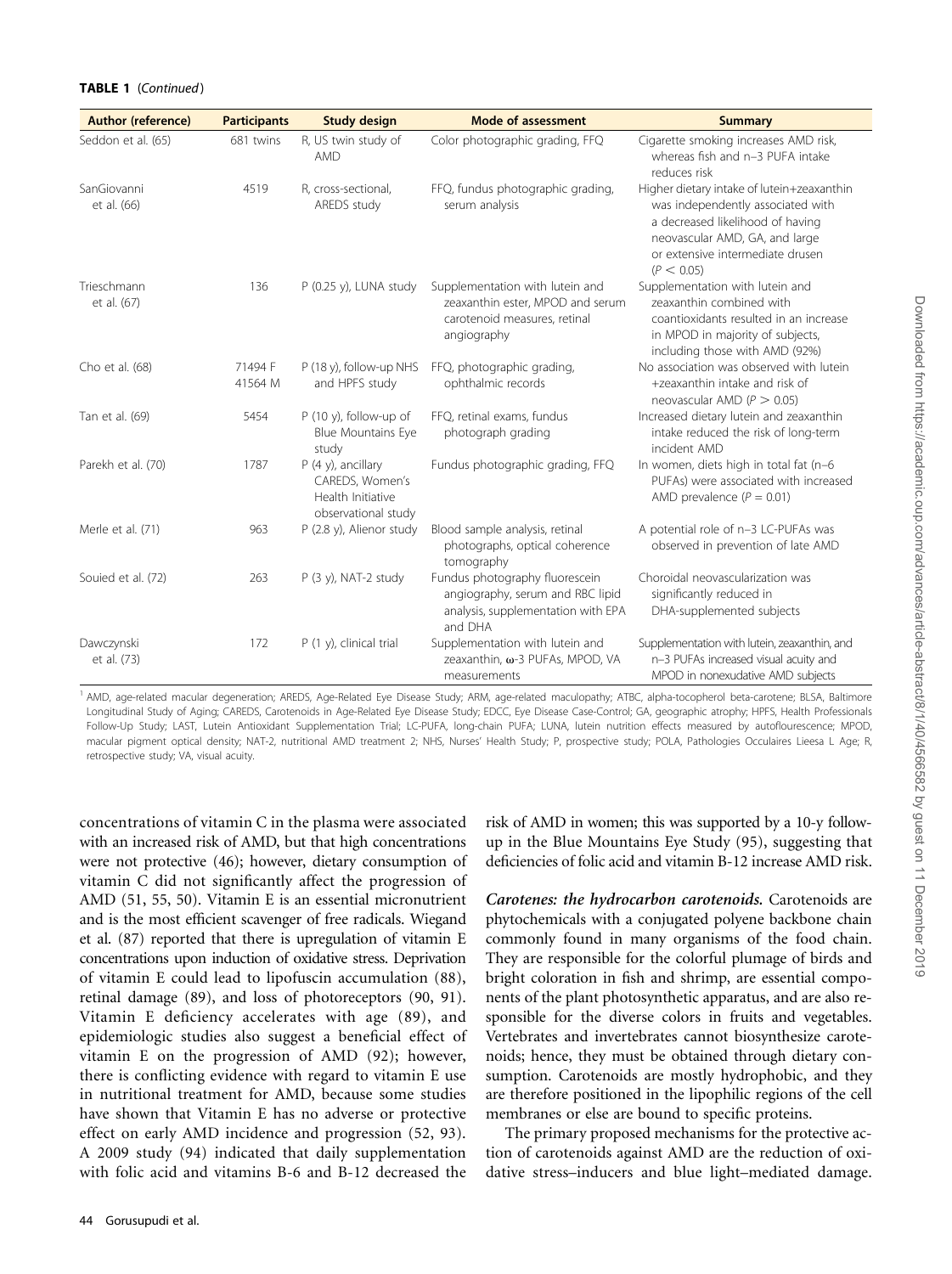**TABLE 1** (*Continued*)

| Author (reference) | Participants | Study design | Mode of assessment | Summary |
|---|---|---|---|---|
| Seddon et al. (65) | 681 twins | R, US twin study of AMD | Color photographic grading, FFQ | Cigarette smoking increases AMD risk, whereas fish and n–3 PUFA intake reduces risk |
| SanGiovanni et al. (66) | 4519 | R, cross-sectional, AREDS study | FFQ, fundus photographic grading, serum analysis | Higher dietary intake of lutein+zeaxanthin was independently associated with a decreased likelihood of having neovascular AMD, GA, and large or extensive intermediate drusen ($P < 0.05$) |
| Trieschmann et al. (67) | 136 | P (0.25 y), LUNA study | Supplementation with lutein and zeaxanthin ester, MPOD and serum carotenoid measures, retinal angiography | Supplementation with lutein and zeaxanthin combined with coantioxidants resulted in an increase in MPOD in majority of subjects, including those with AMD (92%) |
| Cho et al. (68) | 71494 F 41564 M | P (18 y), follow-up NHS and HPFS study | FFQ, photographic grading, ophthalmic records | No association was observed with lutein +zeaxanthin intake and risk of neovascular AMD ($P > 0.05$) |
| Tan et al. (69) | 5454 | P (10 y), follow-up of Blue Mountains Eye study | FFQ, retinal exams, fundus photograph grading | Increased dietary lutein and zeaxanthin intake reduced the risk of long-term incident AMD |
| Parekh et al. (70) | 1787 | P (4 y), ancillary CAREDS, Women's Health Initiative observational study | Fundus photographic grading, FFQ | In women, diets high in total fat (n–6 PUFAs) were associated with increased AMD prevalence ($P = 0.01$) |
| Merle et al. (71) | 963 | P (2.8 y), Alienor study | Blood sample analysis, retinal photographs, optical coherence tomography | A potential role of n–3 LC-PUFAs was observed in prevention of late AMD |
| Souied et al. (72) | 263 | P (3 y), NAT-2 study | Fundus photography fluorescein angiography, serum and RBC lipid analysis, supplementation with EPA and DHA | Choroidal neovascularization was significantly reduced in DHA-supplemented subjects |
| Dawczynski et al. (73) | 172 | P (1 y), clinical trial | Supplementation with lutein and zeaxanthin, ω-3 PUFAs, MPOD, VA measurements | Supplementation with lutein, zeaxanthin, and n–3 PUFAs increased visual acuity and MPOD in nonexudative AMD subjects |

[1] AMD, age-related macular degeneration; AREDS, Age-Related Eye Disease Study; ARM, age-related maculopathy; ATBC, alpha-tocopherol beta-carotene; BLSA, Baltimore Longitudinal Study of Aging; CAREDS, Carotenoids in Age-Related Eye Disease Study; EDCC, Eye Disease Case-Control; GA, geographic atrophy; HPFS, Health Professionals Follow-Up Study; LAST, Lutein Antioxidant Supplementation Trial; LC-PUFA, long-chain PUFA; LUNA, lutein nutrition effects measured by autoflourescence; MPOD, macular pigment optical density; NAT-2, nutritional AMD treatment 2; NHS, Nurses' Health Study; P, prospective study; POLA, Pathologies Occulaires Lieesa L Age; R, retrospective study; VA, visual acuity.

concentrations of vitamin C in the plasma were associated with an increased risk of AMD, but that high concentrations were not protective (46); however, dietary consumption of vitamin C did not significantly affect the progression of AMD (51, 55, 50). Vitamin E is an essential micronutrient and is the most efficient scavenger of free radicals. Wiegand et al. (87) reported that there is upregulation of vitamin E concentrations upon induction of oxidative stress. Deprivation of vitamin E could lead to lipofuscin accumulation (88), retinal damage (89), and loss of photoreceptors (90, 91). Vitamin E deficiency accelerates with age (89), and epidemiologic studies also suggest a beneficial effect of vitamin E on the progression of AMD (92); however, there is conflicting evidence with regard to vitamin E use in nutritional treatment for AMD, because some studies have shown that Vitamin E has no adverse or protective effect on early AMD incidence and progression (52, 93). A 2009 study (94) indicated that daily supplementation with folic acid and vitamins B-6 and B-12 decreased the risk of AMD in women; this was supported by a 10-y follow-up in the Blue Mountains Eye Study (95), suggesting that deficiencies of folic acid and vitamin B-12 increase AMD risk.

***Carotenes: the hydrocarbon carotenoids.*** Carotenoids are phytochemicals with a conjugated polyene backbone chain commonly found in many organisms of the food chain. They are responsible for the colorful plumage of birds and bright coloration in fish and shrimp, are essential components of the plant photosynthetic apparatus, and are also responsible for the diverse colors in fruits and vegetables. Vertebrates and invertebrates cannot biosynthesize carotenoids; hence, they must be obtained through dietary consumption. Carotenoids are mostly hydrophobic, and they are therefore positioned in the lipophilic regions of the cell membranes or else are bound to specific proteins.

The primary proposed mechanisms for the protective action of carotenoids against AMD are the reduction of oxidative stress–inducers and blue light–mediated damage.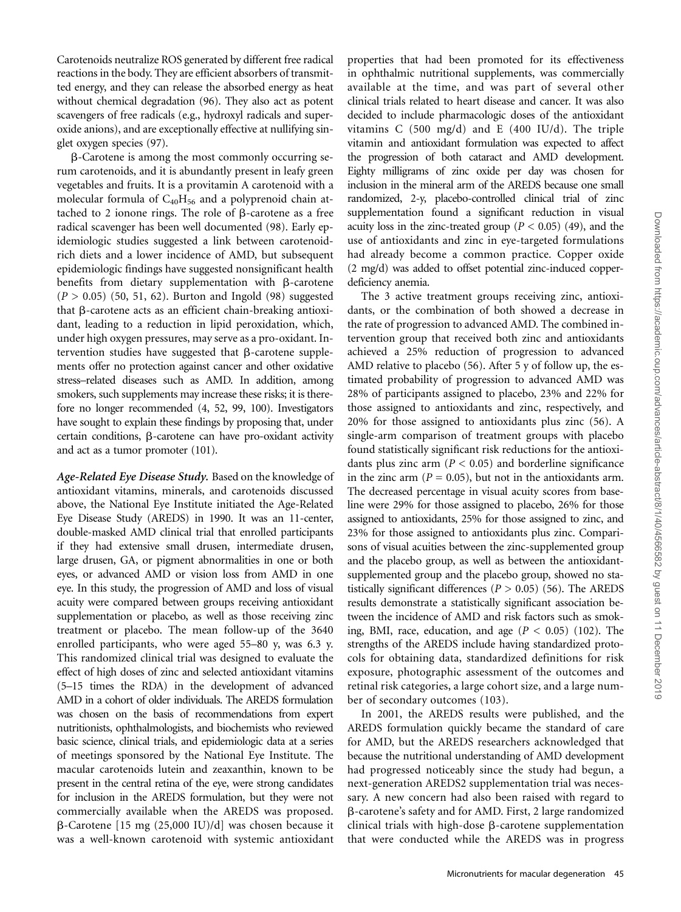Carotenoids neutralize ROS generated by different free radical reactions in the body. They are efficient absorbers of transmitted energy, and they can release the absorbed energy as heat without chemical degradation (96). They also act as potent scavengers of free radicals (e.g., hydroxyl radicals and superoxide anions), and are exceptionally effective at nullifying singlet oxygen species (97).

β-Carotene is among the most commonly occurring serum carotenoids, and it is abundantly present in leafy green vegetables and fruits. It is a provitamin A carotenoid with a molecular formula of $C_{40}H_{56}$ and a polyprenoid chain attached to 2 ionone rings. The role of β-carotene as a free radical scavenger has been well documented (98). Early epidemiologic studies suggested a link between carotenoid-rich diets and a lower incidence of AMD, but subsequent epidemiologic findings have suggested nonsignificant health benefits from dietary supplementation with β-carotene ($P > 0.05$) (50, 51, 62). Burton and Ingold (98) suggested that β-carotene acts as an efficient chain-breaking antioxidant, leading to a reduction in lipid peroxidation, which, under high oxygen pressures, may serve as a pro-oxidant. Intervention studies have suggested that β-carotene supplements offer no protection against cancer and other oxidative stress–related diseases such as AMD. In addition, among smokers, such supplements may increase these risks; it is therefore no longer recommended (4, 52, 99, 100). Investigators have sought to explain these findings by proposing that, under certain conditions, β-carotene can have pro-oxidant activity and act as a tumor promoter (101).

***Age-Related Eye Disease Study.*** Based on the knowledge of antioxidant vitamins, minerals, and carotenoids discussed above, the National Eye Institute initiated the Age-Related Eye Disease Study (AREDS) in 1990. It was an 11-center, double-masked AMD clinical trial that enrolled participants if they had extensive small drusen, intermediate drusen, large drusen, GA, or pigment abnormalities in one or both eyes, or advanced AMD or vision loss from AMD in one eye. In this study, the progression of AMD and loss of visual acuity were compared between groups receiving antioxidant supplementation or placebo, as well as those receiving zinc treatment or placebo. The mean follow-up of the 3640 enrolled participants, who were aged 55–80 y, was 6.3 y. This randomized clinical trial was designed to evaluate the effect of high doses of zinc and selected antioxidant vitamins (5–15 times the RDA) in the development of advanced AMD in a cohort of older individuals. The AREDS formulation was chosen on the basis of recommendations from expert nutritionists, ophthalmologists, and biochemists who reviewed basic science, clinical trials, and epidemiologic data at a series of meetings sponsored by the National Eye Institute. The macular carotenoids lutein and zeaxanthin, known to be present in the central retina of the eye, were strong candidates for inclusion in the AREDS formulation, but they were not commercially available when the AREDS was proposed. β-Carotene [15 mg (25,000 IU)/d] was chosen because it was a well-known carotenoid with systemic antioxidant properties that had been promoted for its effectiveness in ophthalmic nutritional supplements, was commercially available at the time, and was part of several other clinical trials related to heart disease and cancer. It was also decided to include pharmacologic doses of the antioxidant vitamins C (500 mg/d) and E (400 IU/d). The triple vitamin and antioxidant formulation was expected to affect the progression of both cataract and AMD development. Eighty milligrams of zinc oxide per day was chosen for inclusion in the mineral arm of the AREDS because one small randomized, 2-y, placebo-controlled clinical trial of zinc supplementation found a significant reduction in visual acuity loss in the zinc-treated group ($P < 0.05$) (49), and the use of antioxidants and zinc in eye-targeted formulations had already become a common practice. Copper oxide (2 mg/d) was added to offset potential zinc-induced copper-deficiency anemia.

The 3 active treatment groups receiving zinc, antioxidants, or the combination of both showed a decrease in the rate of progression to advanced AMD. The combined intervention group that received both zinc and antioxidants achieved a 25% reduction of progression to advanced AMD relative to placebo (56). After 5 y of follow up, the estimated probability of progression to advanced AMD was 28% of participants assigned to placebo, 23% and 22% for those assigned to antioxidants and zinc, respectively, and 20% for those assigned to antioxidants plus zinc (56). A single-arm comparison of treatment groups with placebo found statistically significant risk reductions for the antioxidants plus zinc arm ($P < 0.05$) and borderline significance in the zinc arm ($P = 0.05$), but not in the antioxidants arm. The decreased percentage in visual acuity scores from baseline were 29% for those assigned to placebo, 26% for those assigned to antioxidants, 25% for those assigned to zinc, and 23% for those assigned to antioxidants plus zinc. Comparisons of visual acuities between the zinc-supplemented group and the placebo group, as well as between the antioxidant-supplemented group and the placebo group, showed no statistically significant differences ($P > 0.05$) (56). The AREDS results demonstrate a statistically significant association between the incidence of AMD and risk factors such as smoking, BMI, race, education, and age ($P < 0.05$) (102). The strengths of the AREDS include having standardized protocols for obtaining data, standardized definitions for risk exposure, photographic assessment of the outcomes and retinal risk categories, a large cohort size, and a large number of secondary outcomes (103).

In 2001, the AREDS results were published, and the AREDS formulation quickly became the standard of care for AMD, but the AREDS researchers acknowledged that because the nutritional understanding of AMD development had progressed noticeably since the study had begun, a next-generation AREDS2 supplementation trial was necessary. A new concern had also been raised with regard to β-carotene's safety and for AMD. First, 2 large randomized clinical trials with high-dose β-carotene supplementation that were conducted while the AREDS was in progress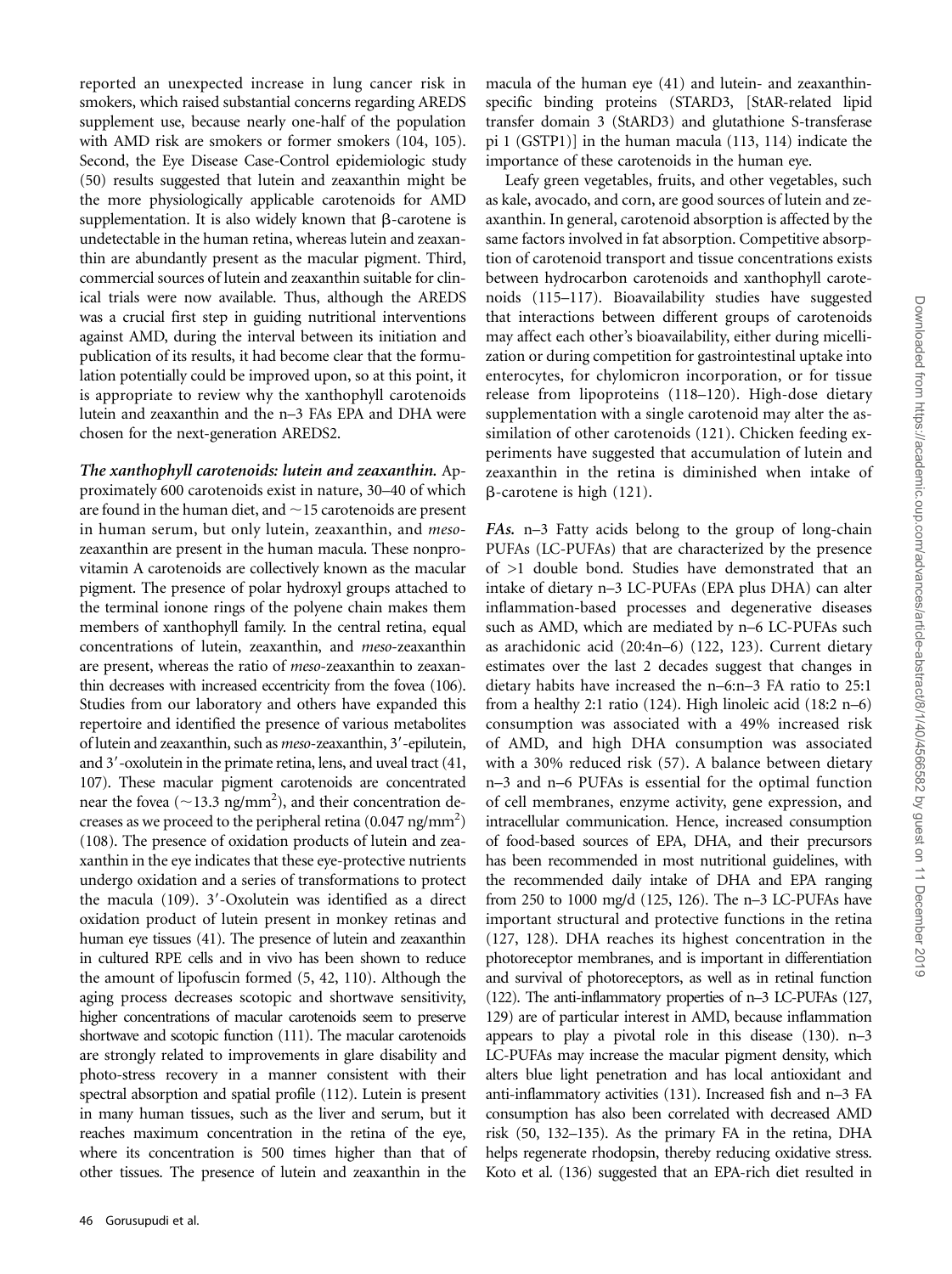reported an unexpected increase in lung cancer risk in smokers, which raised substantial concerns regarding AREDS supplement use, because nearly one-half of the population with AMD risk are smokers or former smokers (104, 105). Second, the Eye Disease Case-Control epidemiologic study (50) results suggested that lutein and zeaxanthin might be the more physiologically applicable carotenoids for AMD supplementation. It is also widely known that β-carotene is undetectable in the human retina, whereas lutein and zeaxanthin are abundantly present as the macular pigment. Third, commercial sources of lutein and zeaxanthin suitable for clinical trials were now available. Thus, although the AREDS was a crucial first step in guiding nutritional interventions against AMD, during the interval between its initiation and publication of its results, it had become clear that the formulation potentially could be improved upon, so at this point, it is appropriate to review why the xanthophyll carotenoids lutein and zeaxanthin and the n–3 FAs EPA and DHA were chosen for the next-generation AREDS2.

***The xanthophyll carotenoids: lutein and zeaxanthin.*** Approximately 600 carotenoids exist in nature, 30–40 of which are found in the human diet, and ~15 carotenoids are present in human serum, but only lutein, zeaxanthin, and *meso*-zeaxanthin are present in the human macula. These nonprovitamin A carotenoids are collectively known as the macular pigment. The presence of polar hydroxyl groups attached to the terminal ionone rings of the polyene chain makes them members of xanthophyll family. In the central retina, equal concentrations of lutein, zeaxanthin, and *meso*-zeaxanthin are present, whereas the ratio of *meso*-zeaxanthin to zeaxanthin decreases with increased eccentricity from the fovea (106). Studies from our laboratory and others have expanded this repertoire and identified the presence of various metabolites of lutein and zeaxanthin, such as *meso*-zeaxanthin, 3′-epilutein, and 3′-oxolutein in the primate retina, lens, and uveal tract (41, 107). These macular pigment carotenoids are concentrated near the fovea (~13.3 ng/mm$^2$), and their concentration decreases as we proceed to the peripheral retina (0.047 ng/mm$^2$) (108). The presence of oxidation products of lutein and zeaxanthin in the eye indicates that these eye-protective nutrients undergo oxidation and a series of transformations to protect the macula (109). 3′-Oxolutein was identified as a direct oxidation product of lutein present in monkey retinas and human eye tissues (41). The presence of lutein and zeaxanthin in cultured RPE cells and in vivo has been shown to reduce the amount of lipofuscin formed (5, 42, 110). Although the aging process decreases scotopic and shortwave sensitivity, higher concentrations of macular carotenoids seem to preserve shortwave and scotopic function (111). The macular carotenoids are strongly related to improvements in glare disability and photo-stress recovery in a manner consistent with their spectral absorption and spatial profile (112). Lutein is present in many human tissues, such as the liver and serum, but it reaches maximum concentration in the retina of the eye, where its concentration is 500 times higher than that of other tissues. The presence of lutein and zeaxanthin in the macula of the human eye (41) and lutein- and zeaxanthin-specific binding proteins (STARD3, [StAR-related lipid transfer domain 3 (StARD3) and glutathione S-transferase pi 1 (GSTP1)] in the human macula (113, 114) indicate the importance of these carotenoids in the human eye.

Leafy green vegetables, fruits, and other vegetables, such as kale, avocado, and corn, are good sources of lutein and zeaxanthin. In general, carotenoid absorption is affected by the same factors involved in fat absorption. Competitive absorption of carotenoid transport and tissue concentrations exists between hydrocarbon carotenoids and xanthophyll carotenoids (115–117). Bioavailability studies have suggested that interactions between different groups of carotenoids may affect each other's bioavailability, either during micellization or during competition for gastrointestinal uptake into enterocytes, for chylomicron incorporation, or for tissue release from lipoproteins (118–120). High-dose dietary supplementation with a single carotenoid may alter the assimilation of other carotenoids (121). Chicken feeding experiments have suggested that accumulation of lutein and zeaxanthin in the retina is diminished when intake of β-carotene is high (121).

***FAs.*** n–3 Fatty acids belong to the group of long-chain PUFAs (LC-PUFAs) that are characterized by the presence of >1 double bond. Studies have demonstrated that an intake of dietary n–3 LC-PUFAs (EPA plus DHA) can alter inflammation-based processes and degenerative diseases such as AMD, which are mediated by n–6 LC-PUFAs such as arachidonic acid (20:4n–6) (122, 123). Current dietary estimates over the last 2 decades suggest that changes in dietary habits have increased the n–6:n–3 FA ratio to 25:1 from a healthy 2:1 ratio (124). High linoleic acid (18:2 n–6) consumption was associated with a 49% increased risk of AMD, and high DHA consumption was associated with a 30% reduced risk (57). A balance between dietary n–3 and n–6 PUFAs is essential for the optimal function of cell membranes, enzyme activity, gene expression, and intracellular communication. Hence, increased consumption of food-based sources of EPA, DHA, and their precursors has been recommended in most nutritional guidelines, with the recommended daily intake of DHA and EPA ranging from 250 to 1000 mg/d (125, 126). The n–3 LC-PUFAs have important structural and protective functions in the retina (127, 128). DHA reaches its highest concentration in the photoreceptor membranes, and is important in differentiation and survival of photoreceptors, as well as in retinal function (122). The anti-inflammatory properties of n–3 LC-PUFAs (127, 129) are of particular interest in AMD, because inflammation appears to play a pivotal role in this disease (130). n–3 LC-PUFAs may increase the macular pigment density, which alters blue light penetration and has local antioxidant and anti-inflammatory activities (131). Increased fish and n–3 FA consumption has also been correlated with decreased AMD risk (50, 132–135). As the primary FA in the retina, DHA helps regenerate rhodopsin, thereby reducing oxidative stress. Koto et al. (136) suggested that an EPA-rich diet resulted in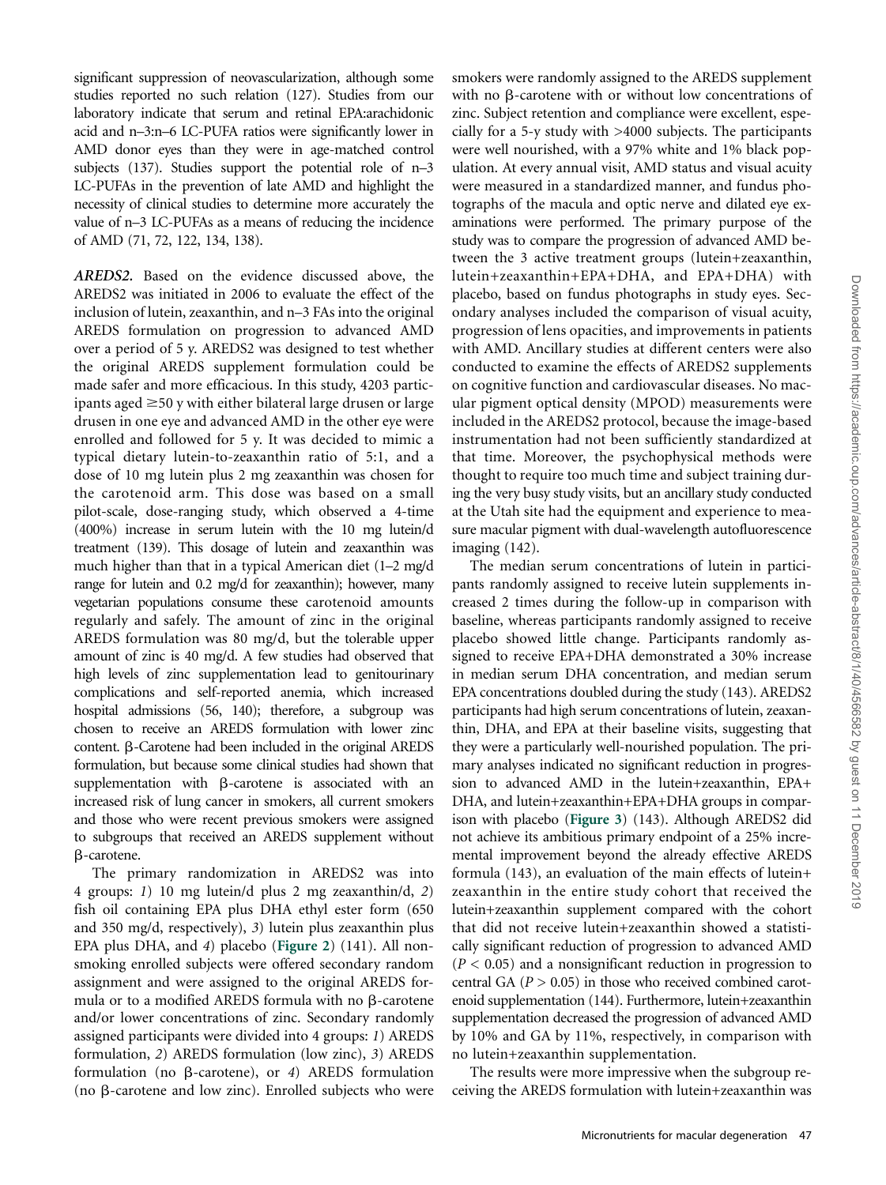significant suppression of neovascularization, although some studies reported no such relation (127). Studies from our laboratory indicate that serum and retinal EPA:arachidonic acid and n–3:n–6 LC-PUFA ratios were significantly lower in AMD donor eyes than they were in age-matched control subjects (137). Studies support the potential role of n–3 LC-PUFAs in the prevention of late AMD and highlight the necessity of clinical studies to determine more accurately the value of n–3 LC-PUFAs as a means of reducing the incidence of AMD (71, 72, 122, 134, 138).

***AREDS2.*** Based on the evidence discussed above, the AREDS2 was initiated in 2006 to evaluate the effect of the inclusion of lutein, zeaxanthin, and n–3 FAs into the original AREDS formulation on progression to advanced AMD over a period of 5 y. AREDS2 was designed to test whether the original AREDS supplement formulation could be made safer and more efficacious. In this study, 4203 participants aged ≥50 y with either bilateral large drusen or large drusen in one eye and advanced AMD in the other eye were enrolled and followed for 5 y. It was decided to mimic a typical dietary lutein-to-zeaxanthin ratio of 5:1, and a dose of 10 mg lutein plus 2 mg zeaxanthin was chosen for the carotenoid arm. This dose was based on a small pilot-scale, dose-ranging study, which observed a 4-time (400%) increase in serum lutein with the 10 mg lutein/d treatment (139). This dosage of lutein and zeaxanthin was much higher than that in a typical American diet (1–2 mg/d range for lutein and 0.2 mg/d for zeaxanthin); however, many vegetarian populations consume these carotenoid amounts regularly and safely. The amount of zinc in the original AREDS formulation was 80 mg/d, but the tolerable upper amount of zinc is 40 mg/d. A few studies had observed that high levels of zinc supplementation lead to genitourinary complications and self-reported anemia, which increased hospital admissions (56, 140); therefore, a subgroup was chosen to receive an AREDS formulation with lower zinc content. β-Carotene had been included in the original AREDS formulation, but because some clinical studies had shown that supplementation with β-carotene is associated with an increased risk of lung cancer in smokers, all current smokers and those who were recent previous smokers were assigned to subgroups that received an AREDS supplement without β-carotene.

The primary randomization in AREDS2 was into 4 groups: *1*) 10 mg lutein/d plus 2 mg zeaxanthin/d, *2*) fish oil containing EPA plus DHA ethyl ester form (650 and 350 mg/d, respectively), *3*) lutein plus zeaxanthin plus EPA plus DHA, and *4*) placebo (**Figure 2**) (141). All nonsmoking enrolled subjects were offered secondary random assignment and were assigned to the original AREDS formula or to a modified AREDS formula with no β-carotene and/or lower concentrations of zinc. Secondary randomly assigned participants were divided into 4 groups: *1*) AREDS formulation, *2*) AREDS formulation (low zinc), *3*) AREDS formulation (no β-carotene), or *4*) AREDS formulation (no β-carotene and low zinc). Enrolled subjects who were smokers were randomly assigned to the AREDS supplement with no β-carotene with or without low concentrations of zinc. Subject retention and compliance were excellent, especially for a 5-y study with >4000 subjects. The participants were well nourished, with a 97% white and 1% black population. At every annual visit, AMD status and visual acuity were measured in a standardized manner, and fundus photographs of the macula and optic nerve and dilated eye examinations were performed. The primary purpose of the study was to compare the progression of advanced AMD between the 3 active treatment groups (lutein+zeaxanthin, lutein+zeaxanthin+EPA+DHA, and EPA+DHA) with placebo, based on fundus photographs in study eyes. Secondary analyses included the comparison of visual acuity, progression of lens opacities, and improvements in patients with AMD. Ancillary studies at different centers were also conducted to examine the effects of AREDS2 supplements on cognitive function and cardiovascular diseases. No macular pigment optical density (MPOD) measurements were included in the AREDS2 protocol, because the image-based instrumentation had not been sufficiently standardized at that time. Moreover, the psychophysical methods were thought to require too much time and subject training during the very busy study visits, but an ancillary study conducted at the Utah site had the equipment and experience to measure macular pigment with dual-wavelength autofluorescence imaging (142).

The median serum concentrations of lutein in participants randomly assigned to receive lutein supplements increased 2 times during the follow-up in comparison with baseline, whereas participants randomly assigned to receive placebo showed little change. Participants randomly assigned to receive EPA+DHA demonstrated a 30% increase in median serum DHA concentration, and median serum EPA concentrations doubled during the study (143). AREDS2 participants had high serum concentrations of lutein, zeaxanthin, DHA, and EPA at their baseline visits, suggesting that they were a particularly well-nourished population. The primary analyses indicated no significant reduction in progression to advanced AMD in the lutein+zeaxanthin, EPA+DHA, and lutein+zeaxanthin+EPA+DHA groups in comparison with placebo (**Figure 3**) (143). Although AREDS2 did not achieve its ambitious primary endpoint of a 25% incremental improvement beyond the already effective AREDS formula (143), an evaluation of the main effects of lutein+zeaxanthin in the entire study cohort that received the lutein+zeaxanthin supplement compared with the cohort that did not receive lutein+zeaxanthin showed a statistically significant reduction of progression to advanced AMD ($P < 0.05$) and a nonsignificant reduction in progression to central GA ($P > 0.05$) in those who received combined carotenoid supplementation (144). Furthermore, lutein+zeaxanthin supplementation decreased the progression of advanced AMD by 10% and GA by 11%, respectively, in comparison with no lutein+zeaxanthin supplementation.

The results were more impressive when the subgroup receiving the AREDS formulation with lutein+zeaxanthin was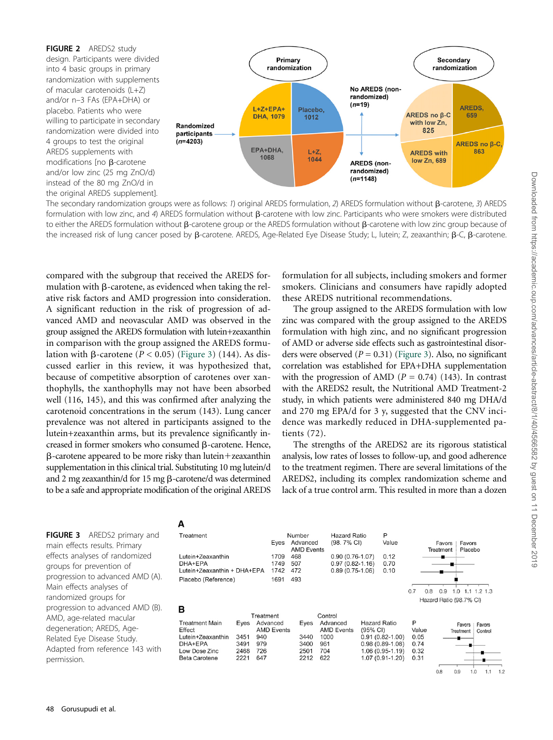**FIGURE 2** AREDS2 study design. Participants were divided into 4 basic groups in primary randomization with supplements of macular carotenoids (L+Z) and/or n–3 FAs (EPA+DHA) or placebo. Patients who were willing to participate in secondary randomization were divided into 4 groups to test the original AREDS supplements with modifications [no β-carotene and/or low zinc (25 mg ZnO/d) instead of the 80 mg ZnO/d in the original AREDS supplement]. The secondary randomization groups were as follows: *1*) original AREDS formulation, *2*) AREDS formulation without β-carotene, *3*) AREDS formulation with low zinc, and *4*) AREDS formulation without β-carotene with low zinc. Participants who were smokers were distributed to either the AREDS formulation without β-carotene group or the AREDS formulation without β-carotene with low zinc group because of the increased risk of lung cancer posed by β-carotene. AREDS, Age-Related Eye Disease Study; L, lutein; Z, zeaxanthin; β-C, β-carotene.

compared with the subgroup that received the AREDS formulation with β-carotene, as evidenced when taking the relative risk factors and AMD progression into consideration. A significant reduction in the risk of progression of advanced AMD and neovascular AMD was observed in the group assigned the AREDS formulation with lutein+zeaxanthin in comparison with the group assigned the AREDS formulation with β-carotene ($P < 0.05$) (Figure 3) (144). As discussed earlier in this review, it was hypothesized that, because of competitive absorption of carotenes over xanthophylls, the xanthophylls may not have been absorbed well (116, 145), and this was confirmed after analyzing the carotenoid concentrations in the serum (143). Lung cancer prevalence was not altered in participants assigned to the lutein+zeaxanthin arms, but its prevalence significantly increased in former smokers who consumed β-carotene. Hence, β-carotene appeared to be more risky than lutein+zeaxanthin supplementation in this clinical trial. Substituting 10 mg lutein/d and 2 mg zeaxanthin/d for 15 mg β-carotene/d was determined to be a safe and appropriate modification of the original AREDS formulation for all subjects, including smokers and former smokers. Clinicians and consumers have rapidly adopted these AREDS nutritional recommendations.

The group assigned to the AREDS formulation with low zinc was compared with the group assigned to the AREDS formulation with high zinc, and no significant progression of AMD or adverse side effects such as gastrointestinal disorders were observed ($P = 0.31$) (Figure 3). Also, no significant correlation was established for EPA+DHA supplementation with the progression of AMD ($P = 0.74$) (143). In contrast with the AREDS2 result, the Nutritional AMD Treatment-2 study, in which patients were administered 840 mg DHA/d and 270 mg EPA/d for 3 y, suggested that the CNV incidence was markedly reduced in DHA-supplemented patients (72).

The strengths of the AREDS2 are its rigorous statistical analysis, low rates of losses to follow-up, and good adherence to the treatment regimen. There are several limitations of the AREDS2, including its complex randomization scheme and lack of a true control arm. This resulted in more than a dozen

**A**

| Treatment | Eyes | Number Advanced AMD Events | Hazard Ratio (98.7% CI) | P Value |
|---|---|---|---|---|
| Lutein+Zeaxanthin | 1709 | 468 | 0.90 (0.76-1.07) | 0.12 |
| DHA+EPA | 1749 | 507 | 0.97 (0.82-1.16) | 0.70 |
| Lutein+Zeaxanthin + DHA+EPA | 1742 | 472 | 0.89 (0.75-1.06) | 0.10 |
| Placebo (Reference) | 1691 | 493 | | |

**B**

| Treatment Main Effect | Treatment Eyes | Treatment Advanced AMD Events | Control Eyes | Control Advanced AMD Events | Hazard Ratio (95% CI) | P Value |
|---|---|---|---|---|---|---|
| Lutein+Zeaxanthin | 3451 | 940 | 3440 | 1000 | 0.91 (0.82-1.00) | 0.05 |
| DHA+EPA | 3491 | 979 | 3400 | 961 | 0.98 (0.89-1.08) | 0.74 |
| Low Dose Zinc | 2468 | 726 | 2501 | 704 | 1.06 (0.95-1.19) | 0.32 |
| Beta Carotene | 2221 | 647 | 2212 | 622 | 1.07 (0.91-1.20) | 0.31 |

**FIGURE 3** AREDS2 primary and main effects results. Primary effects analyses of randomized groups for prevention of progression to advanced AMD (A). Main effects analyses of randomized groups for progression to advanced AMD (B). AMD, age-related macular degeneration; AREDS, Age-Related Eye Disease Study. Adapted from reference 143 with permission.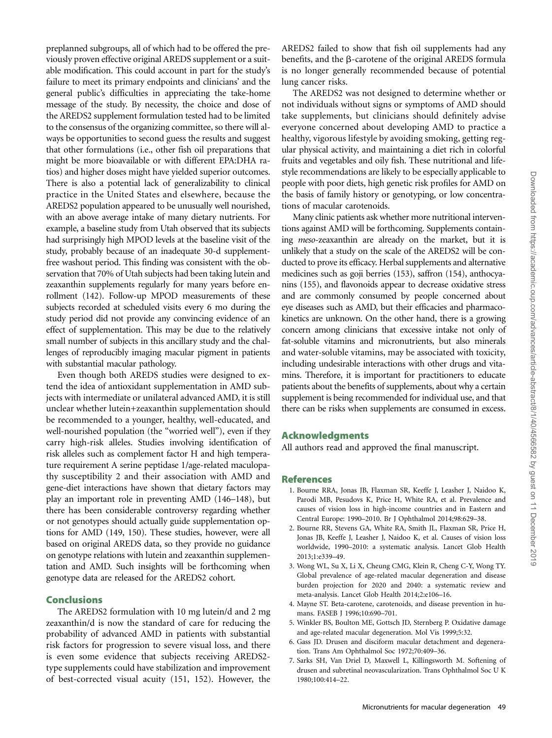preplanned subgroups, all of which had to be offered the previously proven effective original AREDS supplement or a suitable modification. This could account in part for the study's failure to meet its primary endpoints and clinicians' and the general public's difficulties in appreciating the take-home message of the study. By necessity, the choice and dose of the AREDS2 supplement formulation tested had to be limited to the consensus of the organizing committee, so there will always be opportunities to second guess the results and suggest that other formulations (i.e., other fish oil preparations that might be more bioavailable or with different EPA:DHA ratios) and higher doses might have yielded superior outcomes. There is also a potential lack of generalizability to clinical practice in the United States and elsewhere, because the AREDS2 population appeared to be unusually well nourished, with an above average intake of many dietary nutrients. For example, a baseline study from Utah observed that its subjects had surprisingly high MPOD levels at the baseline visit of the study, probably because of an inadequate 30-d supplement-free washout period. This finding was consistent with the observation that 70% of Utah subjects had been taking lutein and zeaxanthin supplements regularly for many years before enrollment (142). Follow-up MPOD measurements of these subjects recorded at scheduled visits every 6 mo during the study period did not provide any convincing evidence of an effect of supplementation. This may be due to the relatively small number of subjects in this ancillary study and the challenges of reproducibly imaging macular pigment in patients with substantial macular pathology.

Even though both AREDS studies were designed to extend the idea of antioxidant supplementation in AMD subjects with intermediate or unilateral advanced AMD, it is still unclear whether lutein+zeaxanthin supplementation should be recommended to a younger, healthy, well-educated, and well-nourished population (the "worried well"), even if they carry high-risk alleles. Studies involving identification of risk alleles such as complement factor H and high temperature requirement A serine peptidase 1/age-related maculopathy susceptibility 2 and their association with AMD and gene-diet interactions have shown that dietary factors may play an important role in preventing AMD (146–148), but there has been considerable controversy regarding whether or not genotypes should actually guide supplementation options for AMD (149, 150). These studies, however, were all based on original AREDS data, so they provide no guidance on genotype relations with lutein and zeaxanthin supplementation and AMD. Such insights will be forthcoming when genotype data are released for the AREDS2 cohort.

## Conclusions

The AREDS2 formulation with 10 mg lutein/d and 2 mg zeaxanthin/d is now the standard of care for reducing the probability of advanced AMD in patients with substantial risk factors for progression to severe visual loss, and there is even some evidence that subjects receiving AREDS2-type supplements could have stabilization and improvement of best-corrected visual acuity (151, 152). However, the AREDS2 failed to show that fish oil supplements had any benefits, and the β-carotene of the original AREDS formula is no longer generally recommended because of potential lung cancer risks.

The AREDS2 was not designed to determine whether or not individuals without signs or symptoms of AMD should take supplements, but clinicians should definitely advise everyone concerned about developing AMD to practice a healthy, vigorous lifestyle by avoiding smoking, getting regular physical activity, and maintaining a diet rich in colorful fruits and vegetables and oily fish. These nutritional and lifestyle recommendations are likely to be especially applicable to people with poor diets, high genetic risk profiles for AMD on the basis of family history or genotyping, or low concentrations of macular carotenoids.

Many clinic patients ask whether more nutritional interventions against AMD will be forthcoming. Supplements containing *meso*-zeaxanthin are already on the market, but it is unlikely that a study on the scale of the AREDS2 will be conducted to prove its efficacy. Herbal supplements and alternative medicines such as goji berries (153), saffron (154), anthocyanins (155), and flavonoids appear to decrease oxidative stress and are commonly consumed by people concerned about eye diseases such as AMD, but their efficacies and pharmacokinetics are unknown. On the other hand, there is a growing concern among clinicians that excessive intake not only of fat-soluble vitamins and micronutrients, but also minerals and water-soluble vitamins, may be associated with toxicity, including undesirable interactions with other drugs and vitamins. Therefore, it is important for practitioners to educate patients about the benefits of supplements, about why a certain supplement is being recommended for individual use, and that there can be risks when supplements are consumed in excess.

## Acknowledgments

All authors read and approved the final manuscript.

## References

1. Bourne RRA, Jonas JB, Flaxman SR, Keeffe J, Leasher J, Naidoo K, Parodi MB, Pesudovs K, Price H, White RA, et al. Prevalence and causes of vision loss in high-income countries and in Eastern and Central Europe: 1990–2010. Br J Ophthalmol 2014;98:629–38.
2. Bourne RR, Stevens GA, White RA, Smith JL, Flaxman SR, Price H, Jonas JB, Keeffe J, Leasher J, Naidoo K, et al. Causes of vision loss worldwide, 1990–2010: a systematic analysis. Lancet Glob Health 2013;1:e339–49.
3. Wong WL, Su X, Li X, Cheung CMG, Klein R, Cheng C-Y, Wong TY. Global prevalence of age-related macular degeneration and disease burden projection for 2020 and 2040: a systematic review and meta-analysis. Lancet Glob Health 2014;2:e106–16.
4. Mayne ST. Beta-carotene, carotenoids, and disease prevention in humans. FASEB J 1996;10:690–701.
5. Winkler BS, Boulton ME, Gottsch JD, Sternberg P. Oxidative damage and age-related macular degeneration. Mol Vis 1999;5:32.
6. Gass JD. Drusen and disciform macular detachment and degeneration. Trans Am Ophthalmol Soc 1972;70:409–36.
7. Sarks SH, Van Driel D, Maxwell L, Killingsworth M. Softening of drusen and subretinal neovascularization. Trans Ophthalmol Soc U K 1980;100:414–22.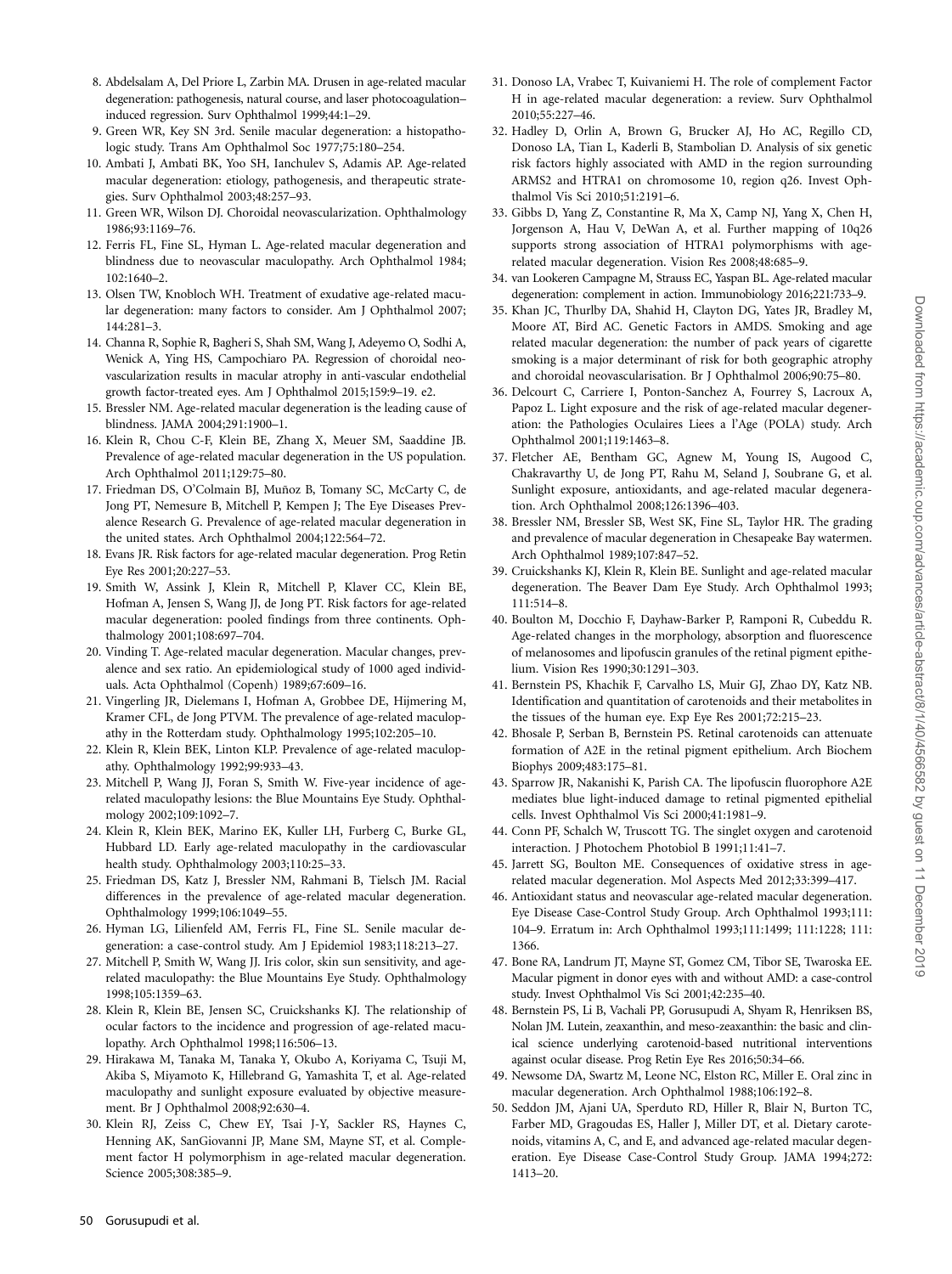8. Abdelsalam A, Del Priore L, Zarbin MA. Drusen in age-related macular degeneration: pathogenesis, natural course, and laser photocoagulation–induced regression. Surv Ophthalmol 1999;44:1–29.
9. Green WR, Key SN 3rd. Senile macular degeneration: a histopathologic study. Trans Am Ophthalmol Soc 1977;75:180–254.
10. Ambati J, Ambati BK, Yoo SH, Ianchulev S, Adamis AP. Age-related macular degeneration: etiology, pathogenesis, and therapeutic strategies. Surv Ophthalmol 2003;48:257–93.
11. Green WR, Wilson DJ. Choroidal neovascularization. Ophthalmology 1986;93:1169–76.
12. Ferris FL, Fine SL, Hyman L. Age-related macular degeneration and blindness due to neovascular maculopathy. Arch Ophthalmol 1984; 102:1640–2.
13. Olsen TW, Knobloch WH. Treatment of exudative age-related macular degeneration: many factors to consider. Am J Ophthalmol 2007; 144:281–3.
14. Channa R, Sophie R, Bagheri S, Shah SM, Wang J, Adeyemo O, Sodhi A, Wenick A, Ying HS, Campochiaro PA. Regression of choroidal neovascularization results in macular atrophy in anti-vascular endothelial growth factor-treated eyes. Am J Ophthalmol 2015;159:9–19. e2.
15. Bressler NM. Age-related macular degeneration is the leading cause of blindness. JAMA 2004;291:1900–1.
16. Klein R, Chou C-F, Klein BE, Zhang X, Meuer SM, Saaddine JB. Prevalence of age-related macular degeneration in the US population. Arch Ophthalmol 2011;129:75–80.
17. Friedman DS, O'Colmain BJ, Muñoz B, Tomany SC, McCarty C, de Jong PT, Nemesure B, Mitchell P, Kempen J; The Eye Diseases Prevalence Research G. Prevalence of age-related macular degeneration in the united states. Arch Ophthalmol 2004;122:564–72.
18. Evans JR. Risk factors for age-related macular degeneration. Prog Retin Eye Res 2001;20:227–53.
19. Smith W, Assink J, Klein R, Mitchell P, Klaver CC, Klein BE, Hofman A, Jensen S, Wang JJ, de Jong PT. Risk factors for age-related macular degeneration: pooled findings from three continents. Ophthalmology 2001;108:697–704.
20. Vinding T. Age-related macular degeneration. Macular changes, prevalence and sex ratio. An epidemiological study of 1000 aged individuals. Acta Ophthalmol (Copenh) 1989;67:609–16.
21. Vingerling JR, Dielemans I, Hofman A, Grobbee DE, Hijmering M, Kramer CFL, de Jong PTVM. The prevalence of age-related maculopathy in the Rotterdam study. Ophthalmology 1995;102:205–10.
22. Klein R, Klein BEK, Linton KLP. Prevalence of age-related maculopathy. Ophthalmology 1992;99:933–43.
23. Mitchell P, Wang JJ, Foran S, Smith W. Five-year incidence of age-related maculopathy lesions: the Blue Mountains Eye Study. Ophthalmology 2002;109:1092–7.
24. Klein R, Klein BEK, Marino EK, Kuller LH, Furberg C, Burke GL, Hubbard LD. Early age-related maculopathy in the cardiovascular health study. Ophthalmology 2003;110:25–33.
25. Friedman DS, Katz J, Bressler NM, Rahmani B, Tielsch JM. Racial differences in the prevalence of age-related macular degeneration. Ophthalmology 1999;106:1049–55.
26. Hyman LG, Lilienfeld AM, Ferris FL, Fine SL. Senile macular degeneration: a case-control study. Am J Epidemiol 1983;118:213–27.
27. Mitchell P, Smith W, Wang JJ. Iris color, skin sun sensitivity, and age-related maculopathy: the Blue Mountains Eye Study. Ophthalmology 1998;105:1359–63.
28. Klein R, Klein BE, Jensen SC, Cruickshanks KJ. The relationship of ocular factors to the incidence and progression of age-related maculopathy. Arch Ophthalmol 1998;116:506–13.
29. Hirakawa M, Tanaka M, Tanaka Y, Okubo A, Koriyama C, Tsuji M, Akiba S, Miyamoto K, Hillebrand G, Yamashita T, et al. Age-related maculopathy and sunlight exposure evaluated by objective measurement. Br J Ophthalmol 2008;92:630–4.
30. Klein RJ, Zeiss C, Chew EY, Tsai J-Y, Sackler RS, Haynes C, Henning AK, SanGiovanni JP, Mane SM, Mayne ST, et al. Complement factor H polymorphism in age-related macular degeneration. Science 2005;308:385–9.
31. Donoso LA, Vrabec T, Kuivaniemi H. The role of complement Factor H in age-related macular degeneration: a review. Surv Ophthalmol 2010;55:227–46.
32. Hadley D, Orlin A, Brown G, Brucker AJ, Ho AC, Regillo CD, Donoso LA, Tian L, Kaderli B, Stambolian D. Analysis of six genetic risk factors highly associated with AMD in the region surrounding ARMS2 and HTRA1 on chromosome 10, region q26. Invest Ophthalmol Vis Sci 2010;51:2191–6.
33. Gibbs D, Yang Z, Constantine R, Ma X, Camp NJ, Yang X, Chen H, Jorgenson A, Hau V, DeWan A, et al. Further mapping of 10q26 supports strong association of HTRA1 polymorphisms with age-related macular degeneration. Vision Res 2008;48:685–9.
34. van Lookeren Campagne M, Strauss EC, Yaspan BL. Age-related macular degeneration: complement in action. Immunobiology 2016;221:733–9.
35. Khan JC, Thurlby DA, Shahid H, Clayton DG, Yates JR, Bradley M, Moore AT, Bird AC. Genetic Factors in AMDS. Smoking and age related macular degeneration: the number of pack years of cigarette smoking is a major determinant of risk for both geographic atrophy and choroidal neovascularisation. Br J Ophthalmol 2006;90:75–80.
36. Delcourt C, Carriere I, Ponton-Sanchez A, Fourrey S, Lacroux A, Papoz L. Light exposure and the risk of age-related macular degeneration: the Pathologies Oculaires Liees a l'Age (POLA) study. Arch Ophthalmol 2001;119:1463–8.
37. Fletcher AE, Bentham GC, Agnew M, Young IS, Augood C, Chakravarthy U, de Jong PT, Rahu M, Seland J, Soubrane G, et al. Sunlight exposure, antioxidants, and age-related macular degeneration. Arch Ophthalmol 2008;126:1396–403.
38. Bressler NM, Bressler SB, West SK, Fine SL, Taylor HR. The grading and prevalence of macular degeneration in Chesapeake Bay watermen. Arch Ophthalmol 1989;107:847–52.
39. Cruickshanks KJ, Klein R, Klein BE. Sunlight and age-related macular degeneration. The Beaver Dam Eye Study. Arch Ophthalmol 1993; 111:514–8.
40. Boulton M, Docchio F, Dayhaw-Barker P, Ramponi R, Cubeddu R. Age-related changes in the morphology, absorption and fluorescence of melanosomes and lipofuscin granules of the retinal pigment epithelium. Vision Res 1990;30:1291–303.
41. Bernstein PS, Khachik F, Carvalho LS, Muir GJ, Zhao DY, Katz NB. Identification and quantitation of carotenoids and their metabolites in the tissues of the human eye. Exp Eye Res 2001;72:215–23.
42. Bhosale P, Serban B, Bernstein PS. Retinal carotenoids can attenuate formation of A2E in the retinal pigment epithelium. Arch Biochem Biophys 2009;483:175–81.
43. Sparrow JR, Nakanishi K, Parish CA. The lipofuscin fluorophore A2E mediates blue light-induced damage to retinal pigmented epithelial cells. Invest Ophthalmol Vis Sci 2000;41:1981–9.
44. Conn PF, Schalch W, Truscott TG. The singlet oxygen and carotenoid interaction. J Photochem Photobiol B 1991;11:41–7.
45. Jarrett SG, Boulton ME. Consequences of oxidative stress in age-related macular degeneration. Mol Aspects Med 2012;33:399–417.
46. Antioxidant status and neovascular age-related macular degeneration. Eye Disease Case-Control Study Group. Arch Ophthalmol 1993;111: 104–9. Erratum in: Arch Ophthalmol 1993;111:1499; 111:1228; 111: 1366.
47. Bone RA, Landrum JT, Mayne ST, Gomez CM, Tibor SE, Twaroska EE. Macular pigment in donor eyes with and without AMD: a case-control study. Invest Ophthalmol Vis Sci 2001;42:235–40.
48. Bernstein PS, Li B, Vachali PP, Gorusupudi A, Shyam R, Henriksen BS, Nolan JM. Lutein, zeaxanthin, and meso-zeaxanthin: the basic and clinical science underlying carotenoid-based nutritional interventions against ocular disease. Prog Retin Eye Res 2016;50:34–66.
49. Newsome DA, Swartz M, Leone NC, Elston RC, Miller E. Oral zinc in macular degeneration. Arch Ophthalmol 1988;106:192–8.
50. Seddon JM, Ajani UA, Sperduto RD, Hiller R, Blair N, Burton TC, Farber MD, Gragoudas ES, Haller J, Miller DT, et al. Dietary carotenoids, vitamins A, C, and E, and advanced age-related macular degeneration. Eye Disease Case-Control Study Group. JAMA 1994;272: 1413–20.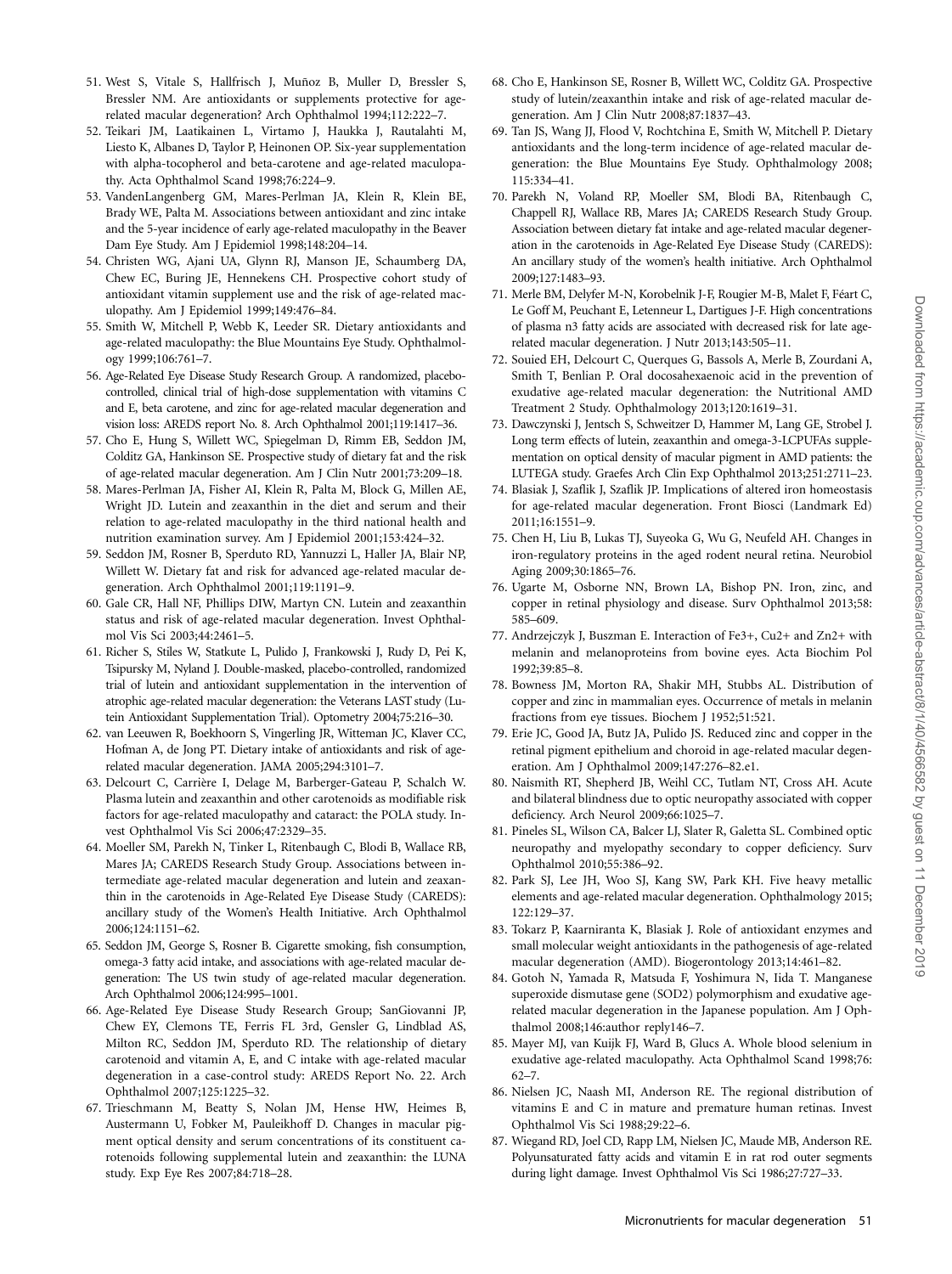51. West S, Vitale S, Hallfrisch J, Muñoz B, Muller D, Bressler S, Bressler NM. Are antioxidants or supplements protective for age-related macular degeneration? Arch Ophthalmol 1994;112:222–7.
52. Teikari JM, Laatikainen L, Virtamo J, Haukka J, Rautalahti M, Liesto K, Albanes D, Taylor P, Heinonen OP. Six-year supplementation with alpha-tocopherol and beta-carotene and age-related maculopathy. Acta Ophthalmol Scand 1998;76:224–9.
53. VandenLangenberg GM, Mares-Perlman JA, Klein R, Klein BE, Brady WE, Palta M. Associations between antioxidant and zinc intake and the 5-year incidence of early age-related maculopathy in the Beaver Dam Eye Study. Am J Epidemiol 1998;148:204–14.
54. Christen WG, Ajani UA, Glynn RJ, Manson JE, Schaumberg DA, Chew EC, Buring JE, Hennekens CH. Prospective cohort study of antioxidant vitamin supplement use and the risk of age-related maculopathy. Am J Epidemiol 1999;149:476–84.
55. Smith W, Mitchell P, Webb K, Leeder SR. Dietary antioxidants and age-related maculopathy: the Blue Mountains Eye Study. Ophthalmology 1999;106:761–7.
56. Age-Related Eye Disease Study Research Group. A randomized, placebo-controlled, clinical trial of high-dose supplementation with vitamins C and E, beta carotene, and zinc for age-related macular degeneration and vision loss: AREDS report No. 8. Arch Ophthalmol 2001;119:1417–36.
57. Cho E, Hung S, Willett WC, Spiegelman D, Rimm EB, Seddon JM, Colditz GA, Hankinson SE. Prospective study of dietary fat and the risk of age-related macular degeneration. Am J Clin Nutr 2001;73:209–18.
58. Mares-Perlman JA, Fisher AI, Klein R, Palta M, Block G, Millen AE, Wright JD. Lutein and zeaxanthin in the diet and serum and their relation to age-related maculopathy in the third national health and nutrition examination survey. Am J Epidemiol 2001;153:424–32.
59. Seddon JM, Rosner B, Sperduto RD, Yannuzzi L, Haller JA, Blair NP, Willett W. Dietary fat and risk for advanced age-related macular degeneration. Arch Ophthalmol 2001;119:1191–9.
60. Gale CR, Hall NF, Phillips DIW, Martyn CN. Lutein and zeaxanthin status and risk of age-related macular degeneration. Invest Ophthalmol Vis Sci 2003;44:2461–5.
61. Richer S, Stiles W, Statkute L, Pulido J, Frankowski J, Rudy D, Pei K, Tsipursky M, Nyland J. Double-masked, placebo-controlled, randomized trial of lutein and antioxidant supplementation in the intervention of atrophic age-related macular degeneration: the Veterans LAST study (Lutein Antioxidant Supplementation Trial). Optometry 2004;75:216–30.
62. van Leeuwen R, Boekhoorn S, Vingerling JR, Witteman JC, Klaver CC, Hofman A, de Jong PT. Dietary intake of antioxidants and risk of age-related macular degeneration. JAMA 2005;294:3101–7.
63. Delcourt C, Carrière I, Delage M, Barberger-Gateau P, Schalch W. Plasma lutein and zeaxanthin and other carotenoids as modifiable risk factors for age-related maculopathy and cataract: the POLA study. Invest Ophthalmol Vis Sci 2006;47:2329–35.
64. Moeller SM, Parekh N, Tinker L, Ritenbaugh C, Blodi B, Wallace RB, Mares JA; CAREDS Research Study Group. Associations between intermediate age-related macular degeneration and lutein and zeaxanthin in the carotenoids in Age-Related Eye Disease Study (CAREDS): ancillary study of the Women's Health Initiative. Arch Ophthalmol 2006;124:1151–62.
65. Seddon JM, George S, Rosner B. Cigarette smoking, fish consumption, omega-3 fatty acid intake, and associations with age-related macular degeneration: The US twin study of age-related macular degeneration. Arch Ophthalmol 2006;124:995–1001.
66. Age-Related Eye Disease Study Research Group; SanGiovanni JP, Chew EY, Clemons TE, Ferris FL 3rd, Gensler G, Lindblad AS, Milton RC, Seddon JM, Sperduto RD. The relationship of dietary carotenoid and vitamin A, E, and C intake with age-related macular degeneration in a case-control study: AREDS Report No. 22. Arch Ophthalmol 2007;125:1225–32.
67. Trieschmann M, Beatty S, Nolan JM, Hense HW, Heimes B, Austermann U, Fobker M, Pauleikhoff D. Changes in macular pigment optical density and serum concentrations of its constituent carotenoids following supplemental lutein and zeaxanthin: the LUNA study. Exp Eye Res 2007;84:718–28.
68. Cho E, Hankinson SE, Rosner B, Willett WC, Colditz GA. Prospective study of lutein/zeaxanthin intake and risk of age-related macular degeneration. Am J Clin Nutr 2008;87:1837–43.
69. Tan JS, Wang JJ, Flood V, Rochtchina E, Smith W, Mitchell P. Dietary antioxidants and the long-term incidence of age-related macular degeneration: the Blue Mountains Eye Study. Ophthalmology 2008; 115:334–41.
70. Parekh N, Voland RP, Moeller SM, Blodi BA, Ritenbaugh C, Chappell RJ, Wallace RB, Mares JA; CAREDS Research Study Group. Association between dietary fat intake and age-related macular degeneration in the carotenoids in Age-Related Eye Disease Study (CAREDS): An ancillary study of the women's health initiative. Arch Ophthalmol 2009;127:1483–93.
71. Merle BM, Delyfer M-N, Korobelnik J-F, Rougier M-B, Malet F, Féart C, Le Goff M, Peuchant E, Letenneur L, Dartigues J-F. High concentrations of plasma n3 fatty acids are associated with decreased risk for late age-related macular degeneration. J Nutr 2013;143:505–11.
72. Souied EH, Delcourt C, Querques G, Bassols A, Merle B, Zourdani A, Smith T, Benlian P. Oral docosahexaenoic acid in the prevention of exudative age-related macular degeneration: the Nutritional AMD Treatment 2 Study. Ophthalmology 2013;120:1619–31.
73. Dawczynski J, Jentsch S, Schweitzer D, Hammer M, Lang GE, Strobel J. Long term effects of lutein, zeaxanthin and omega-3-LCPUFAs supplementation on optical density of macular pigment in AMD patients: the LUTEGA study. Graefes Arch Clin Exp Ophthalmol 2013;251:2711–23.
74. Blasiak J, Szaflik J, Szaflik JP. Implications of altered iron homeostasis for age-related macular degeneration. Front Biosci (Landmark Ed) 2011;16:1551–9.
75. Chen H, Liu B, Lukas TJ, Suyeoka G, Wu G, Neufeld AH. Changes in iron-regulatory proteins in the aged rodent neural retina. Neurobiol Aging 2009;30:1865–76.
76. Ugarte M, Osborne NN, Brown LA, Bishop PN. Iron, zinc, and copper in retinal physiology and disease. Surv Ophthalmol 2013;58: 585–609.
77. Andrzejczyk J, Buszman E. Interaction of $Fe^{3+}$, $Cu^{2+}$ and $Zn^{2+}$ with melanin and melanoproteins from bovine eyes. Acta Biochim Pol 1992;39:85–8.
78. Bowness JM, Morton RA, Shakir MH, Stubbs AL. Distribution of copper and zinc in mammalian eyes. Occurrence of metals in melanin fractions from eye tissues. Biochem J 1952;51:521.
79. Erie JC, Good JA, Butz JA, Pulido JS. Reduced zinc and copper in the retinal pigment epithelium and choroid in age-related macular degeneration. Am J Ophthalmol 2009;147:276–82.e1.
80. Naismith RT, Shepherd JB, Weihl CC, Tutlam NT, Cross AH. Acute and bilateral blindness due to optic neuropathy associated with copper deficiency. Arch Neurol 2009;66:1025–7.
81. Pineles SL, Wilson CA, Balcer LJ, Slater R, Galetta SL. Combined optic neuropathy and myelopathy secondary to copper deficiency. Surv Ophthalmol 2010;55:386–92.
82. Park SJ, Lee JH, Woo SJ, Kang SW, Park KH. Five heavy metallic elements and age-related macular degeneration. Ophthalmology 2015; 122:129–37.
83. Tokarz P, Kaarniranta K, Blasiak J. Role of antioxidant enzymes and small molecular weight antioxidants in the pathogenesis of age-related macular degeneration (AMD). Biogerontology 2013;14:461–82.
84. Gotoh N, Yamada R, Matsuda F, Yoshimura N, Iida T. Manganese superoxide dismutase gene (SOD2) polymorphism and exudative age-related macular degeneration in the Japanese population. Am J Ophthalmol 2008;146:author reply146–7.
85. Mayer MJ, van Kuijk FJ, Ward B, Glucs A. Whole blood selenium in exudative age-related maculopathy. Acta Ophthalmol Scand 1998;76: 62–7.
86. Nielsen JC, Naash MI, Anderson RE. The regional distribution of vitamins E and C in mature and premature human retinas. Invest Ophthalmol Vis Sci 1988;29:22–6.
87. Wiegand RD, Joel CD, Rapp LM, Nielsen JC, Maude MB, Anderson RE. Polyunsaturated fatty acids and vitamin E in rat rod outer segments during light damage. Invest Ophthalmol Vis Sci 1986;27:727–33.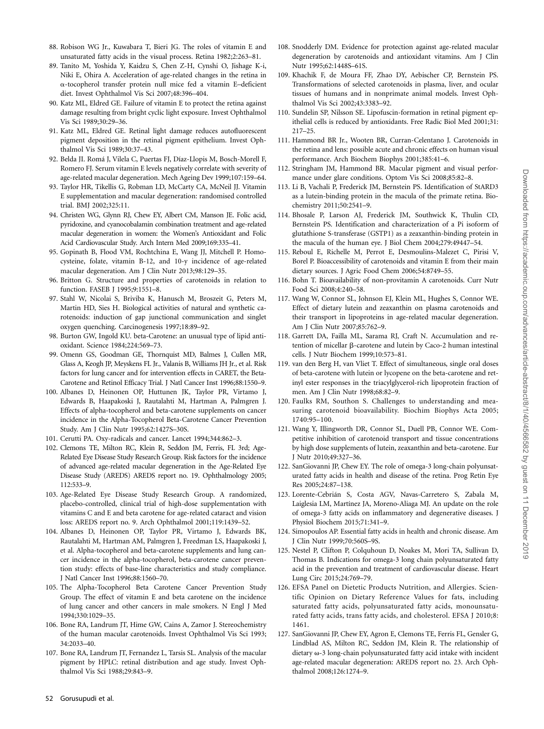88. Robison WG Jr., Kuwabara T, Bieri JG. The roles of vitamin E and unsaturated fatty acids in the visual process. Retina 1982;2:263–81.
89. Tanito M, Yoshida Y, Kaidzu S, Chen Z-H, Cynshi O, Jishage K-i, Niki E, Ohira A. Acceleration of age-related changes in the retina in α-tocopherol transfer protein null mice fed a vitamin E–deficient diet. Invest Ophthalmol Vis Sci 2007;48:396–404.
90. Katz ML, Eldred GE. Failure of vitamin E to protect the retina against damage resulting from bright cyclic light exposure. Invest Ophthalmol Vis Sci 1989;30:29–36.
91. Katz ML, Eldred GE. Retinal light damage reduces autofluorescent pigment deposition in the retinal pigment epithelium. Invest Ophthalmol Vis Sci 1989;30:37–43.
92. Belda JI. Romá J, Vilela C, Puertas FJ, Díaz-Llopis M, Bosch-Morell F, Romero FJ. Serum vitamin E levels negatively correlate with severity of age-related macular degeneration. Mech Ageing Dev 1999;107:159–64.
93. Taylor HR, Tikellis G, Robman LD, McCarty CA, McNeil JJ. Vitamin E supplementation and macular degeneration: randomised controlled trial. BMJ 2002;325:11.
94. Christen WG, Glynn RJ, Chew EY, Albert CM, Manson JE. Folic acid, pyridoxine, and cyanocobalamin combination treatment and age-related macular degeneration in women: the Women's Antioxidant and Folic Acid Cardiovascular Study. Arch Intern Med 2009;169:335–41.
95. Gopinath B, Flood VM, Rochtchina E, Wang JJ, Mitchell P. Homocysteine, folate, vitamin B-12, and 10-y incidence of age-related macular degeneration. Am J Clin Nutr 2013;98:129–35.
96. Britton G. Structure and properties of carotenoids in relation to function. FASEB J 1995;9:1551–8.
97. Stahl W, Nicolai S, Briviba K, Hanusch M, Broszeit G, Peters M, Martin HD, Sies H. Biological activities of natural and synthetic carotenoids: induction of gap junctional communication and singlet oxygen quenching. Carcinogenesis 1997;18:89–92.
98. Burton GW, Ingold KU. beta-Carotene: an unusual type of lipid antioxidant. Science 1984;224:569–73.
99. Omenn GS, Goodman GE, Thornquist MD, Balmes J, Cullen MR, Glass A, Keogh JP, Meyskens FL Jr., Valanis B, Williams JH Jr., et al. Risk factors for lung cancer and for intervention effects in CARET, the Beta-Carotene and Retinol Efficacy Trial. J Natl Cancer Inst 1996;88:1550–9.
100. Albanes D, Heinonen OP, Huttunen JK, Taylor PR, Virtamo J, Edwards B, Haapakoski J, Rautalahti M, Hartman A, Palmgren J. Effects of alpha-tocopherol and beta-carotene supplements on cancer incidence in the Alpha-Tocopherol Beta-Carotene Cancer Prevention Study. Am J Clin Nutr 1995;62:1427S–30S.
101. Cerutti PA. Oxy-radicals and cancer. Lancet 1994;344:862–3.
102. Clemons TE, Milton RC, Klein R, Seddon JM, Ferris, FL 3rd; Age-Related Eye Disease Study Research Group. Risk factors for the incidence of advanced age-related macular degeneration in the Age-Related Eye Disease Study (AREDS) AREDS report no. 19. Ophthalmology 2005; 112:533–9.
103. Age-Related Eye Disease Study Research Group. A randomized, placebo-controlled, clinical trial of high-dose supplementation with vitamins C and E and beta carotene for age-related cataract and vision loss: AREDS report no. 9. Arch Ophthalmol 2001;119:1439–52.
104. Albanes D, Heinonen OP, Taylor PR, Virtamo J, Edwards BK, Rautalahti M, Hartman AM, Palmgren J, Freedman LS, Haapakoski J, et al. Alpha-tocopherol and beta-carotene supplements and lung cancer incidence in the alpha-tocopherol, beta-carotene cancer prevention study: effects of base-line characteristics and study compliance. J Natl Cancer Inst 1996;88:1560–70.
105. The Alpha-Tocopherol Beta Carotene Cancer Prevention Study Group. The effect of vitamin E and beta carotene on the incidence of lung cancer and other cancers in male smokers. N Engl J Med 1994;330:1029–35.
106. Bone RA, Landrum JT, Hime GW, Cains A, Zamor J. Stereochemistry of the human macular carotenoids. Invest Ophthalmol Vis Sci 1993; 34:2033–40.
107. Bone RA, Landrum JT, Fernandez L, Tarsis SL. Analysis of the macular pigment by HPLC: retinal distribution and age study. Invest Ophthalmol Vis Sci 1988;29:843–9.
108. Snodderly DM. Evidence for protection against age-related macular degeneration by carotenoids and antioxidant vitamins. Am J Clin Nutr 1995;62:1448S–61S.
109. Khachik F, de Moura FF, Zhao DY, Aebischer CP, Bernstein PS. Transformations of selected carotenoids in plasma, liver, and ocular tissues of humans and in nonprimate animal models. Invest Ophthalmol Vis Sci 2002;43:3383–92.
110. Sundelin SP, Nilsson SE. Lipofuscin-formation in retinal pigment epithelial cells is reduced by antioxidants. Free Radic Biol Med 2001;31: 217–25.
111. Hammond BR Jr., Wooten BR, Curran-Celentano J. Carotenoids in the retina and lens: possible acute and chronic effects on human visual performance. Arch Biochem Biophys 2001;385:41–6.
112. Stringham JM, Hammond BR. Macular pigment and visual performance under glare conditions. Optom Vis Sci 2008;85:82–8.
113. Li B, Vachali P, Frederick JM, Bernstein PS. Identification of StARD3 as a lutein-binding protein in the macula of the primate retina. Biochemistry 2011;50:2541–9.
114. Bhosale P, Larson AJ, Frederick JM, Southwick K, Thulin CD, Bernstein PS. Identification and characterization of a Pi isoform of glutathione S-transferase (GSTP1) as a zeaxanthin-binding protein in the macula of the human eye. J Biol Chem 2004;279:49447–54.
115. Reboul E, Richelle M, Perrot E, Desmoulins-Malezet C, Pirisi V, Borel P. Bioaccessibility of carotenoids and vitamin E from their main dietary sources. J Agric Food Chem 2006;54:8749–55.
116. Bohn T. Bioavailability of non-provitamin A carotenoids. Curr Nutr Food Sci 2008;4:240–58.
117. Wang W, Connor SL, Johnson EJ, Klein ML, Hughes S, Connor WE. Effect of dietary lutein and zeaxanthin on plasma carotenoids and their transport in lipoproteins in age-related macular degeneration. Am J Clin Nutr 2007;85:762–9.
118. Garrett DA, Failla ML, Sarama RJ, Craft N. Accumulation and retention of micellar β-carotene and lutein by Caco-2 human intestinal cells. J Nutr Biochem 1999;10:573–81.
119. van den Berg H, van Vliet T. Effect of simultaneous, single oral doses of beta-carotene with lutein or lycopene on the beta-carotene and retinyl ester responses in the triacylglycerol-rich lipoprotein fraction of men. Am J Clin Nutr 1998;68:82–9.
120. Faulks RM, Southon S. Challenges to understanding and measuring carotenoid bioavailability. Biochim Biophys Acta 2005; 1740:95–100.
121. Wang Y, Illingworth DR, Connor SL, Duell PB, Connor WE. Competitive inhibition of carotenoid transport and tissue concentrations by high dose supplements of lutein, zeaxanthin and beta-carotene. Eur J Nutr 2010;49:327–36.
122. SanGiovanni JP, Chew EY. The role of omega-3 long-chain polyunsaturated fatty acids in health and disease of the retina. Prog Retin Eye Res 2005;24:87–138.
123. Lorente-Cebrián S, Costa AGV, Navas-Carretero S, Zabala M, Laiglesia LM, Martínez JA, Moreno-Aliaga MJ. An update on the role of omega-3 fatty acids on inflammatory and degenerative diseases. J Physiol Biochem 2015;71:341–9.
124. Simopoulos AP. Essential fatty acids in health and chronic disease. Am J Clin Nutr 1999;70:560S–9S.
125. Nestel P, Clifton P, Colquhoun D, Noakes M, Mori TA, Sullivan D, Thomas B. Indications for omega-3 long chain polyunsaturated fatty acid in the prevention and treatment of cardiovascular disease. Heart Lung Circ 2015;24:769–79.
126. EFSA Panel on Dietetic Products Nutrition, and Allergies. Scientific Opinion on Dietary Reference Values for fats, including saturated fatty acids, polyunsaturated fatty acids, monounsaturated fatty acids, trans fatty acids, and cholesterol. EFSA J 2010;8: 1461.
127. SanGiovanni JP, Chew EY, Agron E, Clemons TE, Ferris FL, Gensler G, Lindblad AS, Milton RC, Seddon JM, Klein R. The relationship of dietary ω-3 long-chain polyunsaturated fatty acid intake with incident age-related macular degeneration: AREDS report no. 23. Arch Ophthalmol 2008;126:1274–9.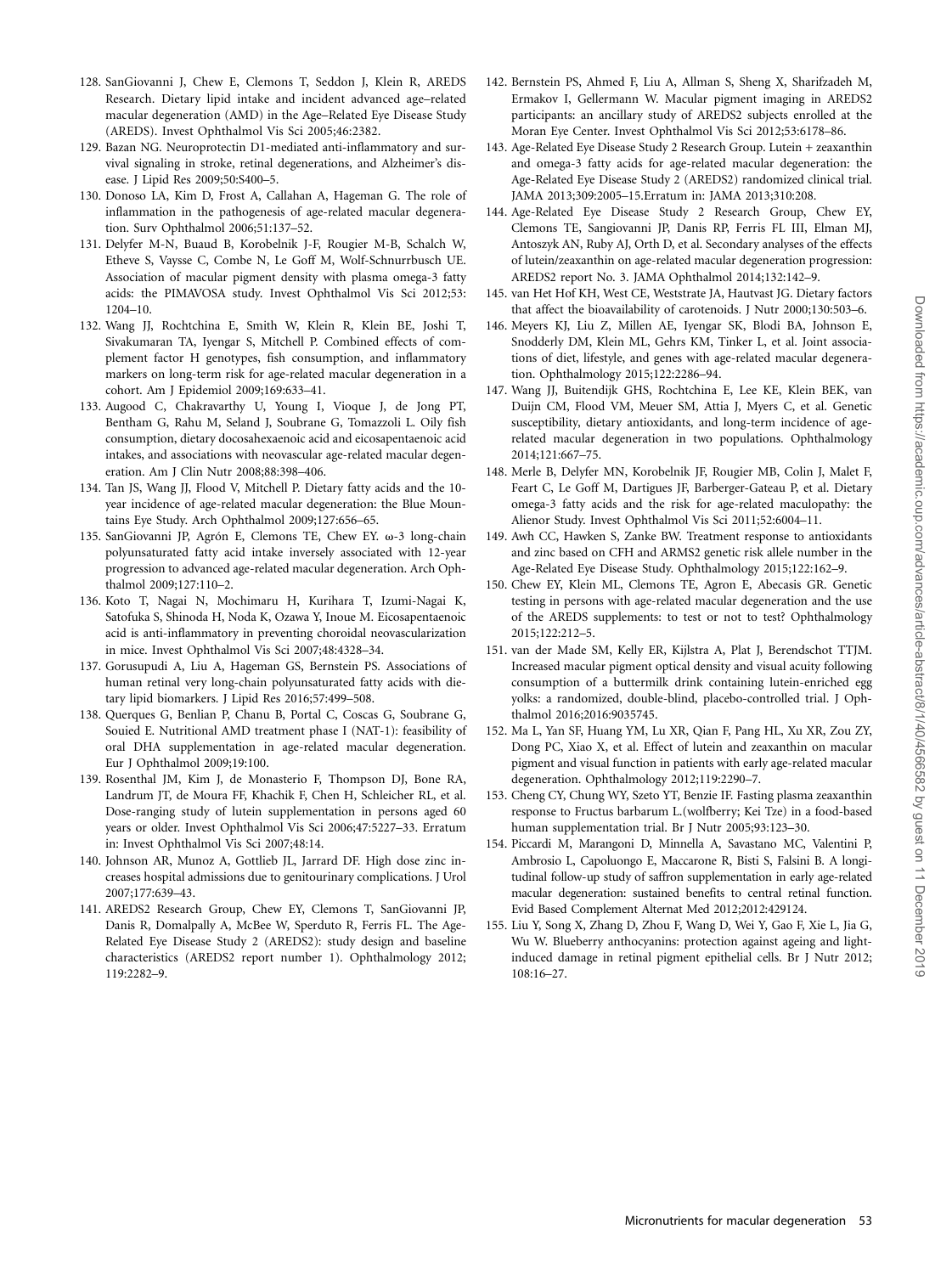128. SanGiovanni J, Chew E, Clemons T, Seddon J, Klein R, AREDS Research. Dietary lipid intake and incident advanced age–related macular degeneration (AMD) in the Age–Related Eye Disease Study (AREDS). Invest Ophthalmol Vis Sci 2005;46:2382.
129. Bazan NG. Neuroprotectin D1-mediated anti-inflammatory and survival signaling in stroke, retinal degenerations, and Alzheimer's disease. J Lipid Res 2009;50:S400–5.
130. Donoso LA, Kim D, Frost A, Callahan A, Hageman G. The role of inflammation in the pathogenesis of age-related macular degeneration. Surv Ophthalmol 2006;51:137–52.
131. Delyfer M-N, Buaud B, Korobelnik J-F, Rougier M-B, Schalch W, Etheve S, Vaysse C, Combe N, Le Goff M, Wolf-Schnurrbusch UE. Association of macular pigment density with plasma omega-3 fatty acids: the PIMAVOSA study. Invest Ophthalmol Vis Sci 2012;53:1204–10.
132. Wang JJ, Rochtchina E, Smith W, Klein R, Klein BE, Joshi T, Sivakumaran TA, Iyengar S, Mitchell P. Combined effects of complement factor H genotypes, fish consumption, and inflammatory markers on long-term risk for age-related macular degeneration in a cohort. Am J Epidemiol 2009;169:633–41.
133. Augood C, Chakravarthy U, Young I, Vioque J, de Jong PT, Bentham G, Rahu M, Seland J, Soubrane G, Tomazzoli L. Oily fish consumption, dietary docosahexaenoic acid and eicosapentaenoic acid intakes, and associations with neovascular age-related macular degeneration. Am J Clin Nutr 2008;88:398–406.
134. Tan JS, Wang JJ, Flood V, Mitchell P. Dietary fatty acids and the 10-year incidence of age-related macular degeneration: the Blue Mountains Eye Study. Arch Ophthalmol 2009;127:656–65.
135. SanGiovanni JP, Agrón E, Clemons TE, Chew EY. ω-3 long-chain polyunsaturated fatty acid intake inversely associated with 12-year progression to advanced age-related macular degeneration. Arch Ophthalmol 2009;127:110–2.
136. Koto T, Nagai N, Mochimaru H, Kurihara T, Izumi-Nagai K, Satofuka S, Shinoda H, Noda K, Ozawa Y, Inoue M. Eicosapentaenoic acid is anti-inflammatory in preventing choroidal neovascularization in mice. Invest Ophthalmol Vis Sci 2007;48:4328–34.
137. Gorusupudi A, Liu A, Hageman GS, Bernstein PS. Associations of human retinal very long-chain polyunsaturated fatty acids with dietary lipid biomarkers. J Lipid Res 2016;57:499–508.
138. Querques G, Benlian P, Chanu B, Portal C, Coscas G, Soubrane G, Souied E. Nutritional AMD treatment phase I (NAT-1): feasibility of oral DHA supplementation in age-related macular degeneration. Eur J Ophthalmol 2009;19:100.
139. Rosenthal JM, Kim J, de Monasterio F, Thompson DJ, Bone RA, Landrum JT, de Moura FF, Khachik F, Chen H, Schleicher RL, et al. Dose-ranging study of lutein supplementation in persons aged 60 years or older. Invest Ophthalmol Vis Sci 2006;47:5227–33. Erratum in: Invest Ophthalmol Vis Sci 2007;48:14.
140. Johnson AR, Munoz A, Gottlieb JL, Jarrard DF. High dose zinc increases hospital admissions due to genitourinary complications. J Urol 2007;177:639–43.
141. AREDS2 Research Group, Chew EY, Clemons T, SanGiovanni JP, Danis R, Domalpally A, McBee W, Sperduto R, Ferris FL. The Age-Related Eye Disease Study 2 (AREDS2): study design and baseline characteristics (AREDS2 report number 1). Ophthalmology 2012; 119:2282–9.
142. Bernstein PS, Ahmed F, Liu A, Allman S, Sheng X, Sharifzadeh M, Ermakov I, Gellermann W. Macular pigment imaging in AREDS2 participants: an ancillary study of AREDS2 subjects enrolled at the Moran Eye Center. Invest Ophthalmol Vis Sci 2012;53:6178–86.
143. Age-Related Eye Disease Study 2 Research Group. Lutein + zeaxanthin and omega-3 fatty acids for age-related macular degeneration: the Age-Related Eye Disease Study 2 (AREDS2) randomized clinical trial. JAMA 2013;309:2005–15.Erratum in: JAMA 2013;310:208.
144. Age-Related Eye Disease Study 2 Research Group, Chew EY, Clemons TE, Sangiovanni JP, Danis RP, Ferris FL III, Elman MJ, Antoszyk AN, Ruby AJ, Orth D, et al. Secondary analyses of the effects of lutein/zeaxanthin on age-related macular degeneration progression: AREDS2 report No. 3. JAMA Ophthalmol 2014;132:142–9.
145. van Het Hof KH, West CE, Weststrate JA, Hautvast JG. Dietary factors that affect the bioavailability of carotenoids. J Nutr 2000;130:503–6.
146. Meyers KJ, Liu Z, Millen AE, Iyengar SK, Blodi BA, Johnson E, Snodderly DM, Klein ML, Gehrs KM, Tinker L, et al. Joint associations of diet, lifestyle, and genes with age-related macular degeneration. Ophthalmology 2015;122:2286–94.
147. Wang JJ, Buitendijk GHS, Rochtchina E, Lee KE, Klein BEK, van Duijn CM, Flood VM, Meuer SM, Attia J, Myers C, et al. Genetic susceptibility, dietary antioxidants, and long-term incidence of age-related macular degeneration in two populations. Ophthalmology 2014;121:667–75.
148. Merle B, Delyfer MN, Korobelnik JF, Rougier MB, Colin J, Malet F, Feart C, Le Goff M, Dartigues JF, Barberger-Gateau P, et al. Dietary omega-3 fatty acids and the risk for age-related maculopathy: the Alienor Study. Invest Ophthalmol Vis Sci 2011;52:6004–11.
149. Awh CC, Hawken S, Zanke BW. Treatment response to antioxidants and zinc based on CFH and ARMS2 genetic risk allele number in the Age-Related Eye Disease Study. Ophthalmology 2015;122:162–9.
150. Chew EY, Klein ML, Clemons TE, Agron E, Abecasis GR. Genetic testing in persons with age-related macular degeneration and the use of the AREDS supplements: to test or not to test? Ophthalmology 2015;122:212–5.
151. van der Made SM, Kelly ER, Kijlstra A, Plat J, Berendschot TTJM. Increased macular pigment optical density and visual acuity following consumption of a buttermilk drink containing lutein-enriched egg yolks: a randomized, double-blind, placebo-controlled trial. J Ophthalmol 2016;2016:9035745.
152. Ma L, Yan SF, Huang YM, Lu XR, Qian F, Pang HL, Xu XR, Zou ZY, Dong PC, Xiao X, et al. Effect of lutein and zeaxanthin on macular pigment and visual function in patients with early age-related macular degeneration. Ophthalmology 2012;119:2290–7.
153. Cheng CY, Chung WY, Szeto YT, Benzie IF. Fasting plasma zeaxanthin response to Fructus barbarum L.(wolfberry; Kei Tze) in a food-based human supplementation trial. Br J Nutr 2005;93:123–30.
154. Piccardi M, Marangoni D, Minnella A, Savastano MC, Valentini P, Ambrosio L, Capoluongo E, Maccarone R, Bisti S, Falsini B. A longitudinal follow-up study of saffron supplementation in early age-related macular degeneration: sustained benefits to central retinal function. Evid Based Complement Alternat Med 2012;2012:429124.
155. Liu Y, Song X, Zhang D, Zhou F, Wang D, Wei Y, Gao F, Xie L, Jia G, Wu W. Blueberry anthocyanins: protection against ageing and light-induced damage in retinal pigment epithelial cells. Br J Nutr 2012; 108:16–27.